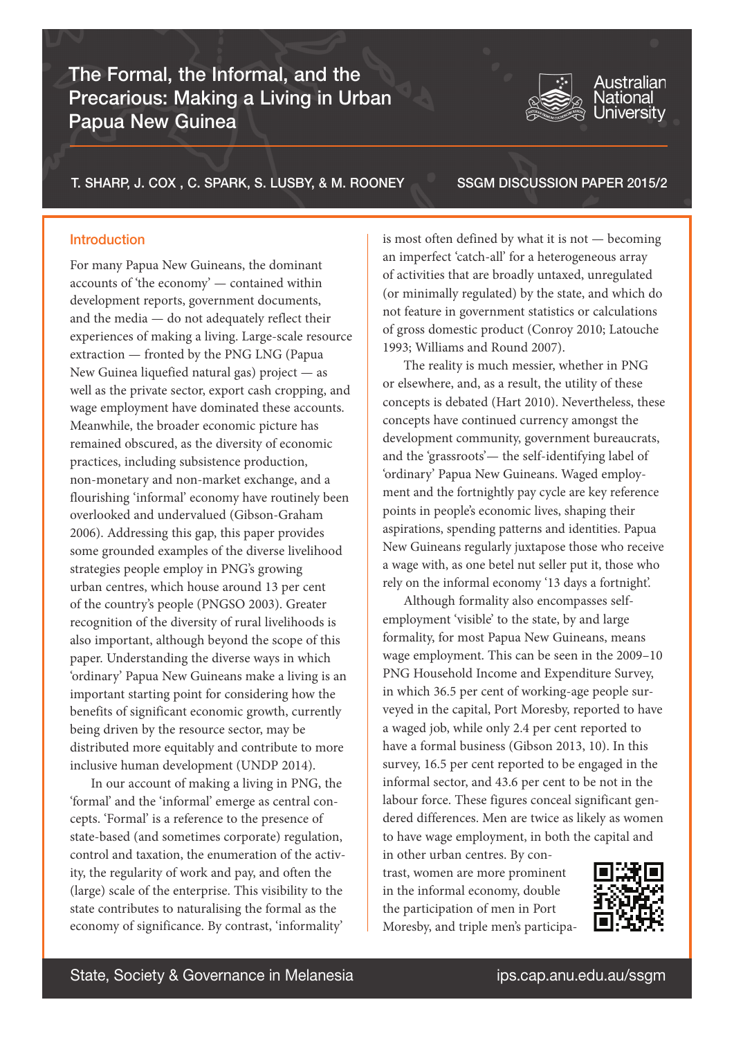# The Formal, the Informal, and the Precarious: Making a Living in Urban Papua New Guinea

T. SHARP, J. COX , C. SPARK, S. LUSBY, & M. ROONEY

SSGM DISCUSSION PAPER 2015/2

## Introduction

For many Papua New Guineans, the dominant accounts of 'the economy' — contained within development reports, government documents, and the media — do not adequately reflect their experiences of making a living. Large-scale resource extraction — fronted by the PNG LNG (Papua New Guinea liquefied natural gas) project — as well as the private sector, export cash cropping, and wage employment have dominated these accounts. Meanwhile, the broader economic picture has remained obscured, as the diversity of economic practices, including subsistence production, non-monetary and non-market exchange, and a flourishing 'informal' economy have routinely been overlooked and undervalued (Gibson-Graham 2006). Addressing this gap, this paper provides some grounded examples of the diverse livelihood strategies people employ in PNG's growing urban centres, which house around 13 per cent of the country's people (PNGSO 2003). Greater recognition of the diversity of rural livelihoods is also important, although beyond the scope of this paper. Understanding the diverse ways in which 'ordinary' Papua New Guineans make a living is an important starting point for considering how the benefits of significant economic growth, currently being driven by the resource sector, may be distributed more equitably and contribute to more inclusive human development (UNDP 2014).

In our account of making a living in PNG, the 'formal' and the 'informal' emerge as central concepts. 'Formal' is a reference to the presence of state-based (and sometimes corporate) regulation, control and taxation, the enumeration of the activity, the regularity of work and pay, and often the (large) scale of the enterprise. This visibility to the state contributes to naturalising the formal as the economy of significance. By contrast, 'informality' is most often defined by what it is not — becoming an imperfect 'catch-all' for a heterogeneous array of activities that are broadly untaxed, unregulated (or minimally regulated) by the state, and which do not feature in government statistics or calculations of gross domestic product (Conroy 2010; Latouche 1993; Williams and Round 2007).

The reality is much messier, whether in PNG or elsewhere, and, as a result, the utility of these concepts is debated (Hart 2010). Nevertheless, these concepts have continued currency amongst the development community, government bureaucrats, and the 'grassroots'— the self-identifying label of 'ordinary' Papua New Guineans. Waged employment and the fortnightly pay cycle are key reference points in people's economic lives, shaping their aspirations, spending patterns and identities. Papua New Guineans regularly juxtapose those who receive a wage with, as one betel nut seller put it, those who rely on the informal economy '13 days a fortnight'.

Although formality also encompasses self-employment 'visible' to the state, by and large formality, for most Papua New Guineans, means wage employment. This can be seen in the 2009–10 PNG Household Income and Expenditure Survey, in which 36.5 per cent of working-age people surveyed in the capital, Port Moresby, reported to have a waged job, while only 2.4 per cent reported to have a formal business (Gibson 2013, 10). In this survey, 16.5 per cent reported to be engaged in the informal sector, and 43.6 per cent to be not in the labour force. These figures conceal significant gendered differences. Men are twice as likely as women to have wage employment, in both the capital and in other urban centres. By contrast, women are more prominent in the informal economy, double the participation of men in Port Moresby, and triple men's participa-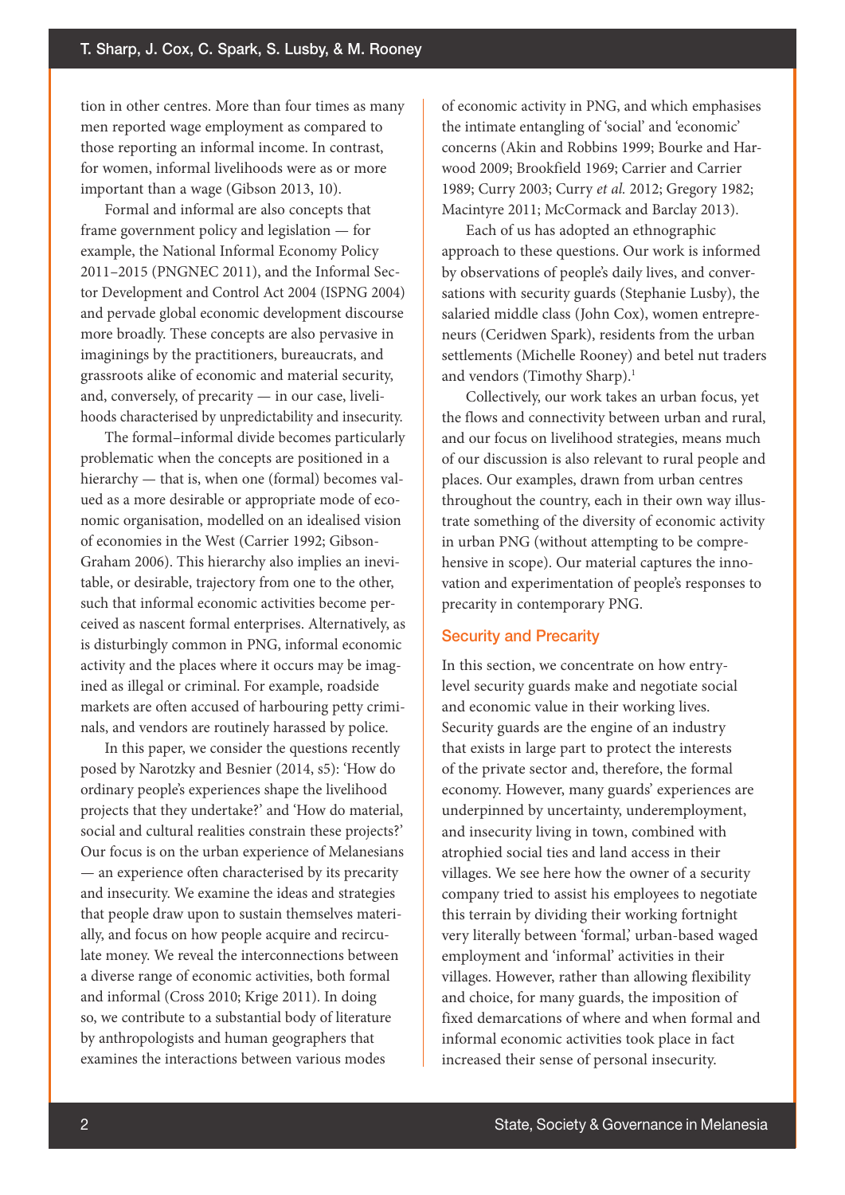tion in other centres. More than four times as many men reported wage employment as compared to those reporting an informal income. In contrast, for women, informal livelihoods were as or more important than a wage (Gibson 2013, 10).

Formal and informal are also concepts that frame government policy and legislation — for example, the National Informal Economy Policy 2011–2015 (PNGNEC 2011), and the Informal Sector Development and Control Act 2004 (ISPNG 2004) and pervade global economic development discourse more broadly. These concepts are also pervasive in imaginings by the practitioners, bureaucrats, and grassroots alike of economic and material security, and, conversely, of precarity — in our case, livelihoods characterised by unpredictability and insecurity.

The formal–informal divide becomes particularly problematic when the concepts are positioned in a hierarchy — that is, when one (formal) becomes valued as a more desirable or appropriate mode of economic organisation, modelled on an idealised vision of economies in the West (Carrier 1992; Gibson-Graham 2006). This hierarchy also implies an inevitable, or desirable, trajectory from one to the other, such that informal economic activities become perceived as nascent formal enterprises. Alternatively, as is disturbingly common in PNG, informal economic activity and the places where it occurs may be imagined as illegal or criminal. For example, roadside markets are often accused of harbouring petty criminals, and vendors are routinely harassed by police.

In this paper, we consider the questions recently posed by Narotzky and Besnier (2014, s5): 'How do ordinary people's experiences shape the livelihood projects that they undertake?' and 'How do material, social and cultural realities constrain these projects?' Our focus is on the urban experience of Melanesians — an experience often characterised by its precarity and insecurity. We examine the ideas and strategies that people draw upon to sustain themselves materially, and focus on how people acquire and recirculate money. We reveal the interconnections between a diverse range of economic activities, both formal and informal (Cross 2010; Krige 2011). In doing so, we contribute to a substantial body of literature by anthropologists and human geographers that examines the interactions between various modes of economic activity in PNG, and which emphasises the intimate entangling of 'social' and 'economic' concerns (Akin and Robbins 1999; Bourke and Harwood 2009; Brookfield 1969; Carrier and Carrier 1989; Curry 2003; Curry *et al.* 2012; Gregory 1982; Macintyre 2011; McCormack and Barclay 2013).

Each of us has adopted an ethnographic approach to these questions. Our work is informed by observations of people's daily lives, and conversations with security guards (Stephanie Lusby), the salaried middle class (John Cox), women entrepreneurs (Ceridwen Spark), residents from the urban settlements (Michelle Rooney) and betel nut traders and vendors (Timothy Sharp).[1]

Collectively, our work takes an urban focus, yet the flows and connectivity between urban and rural, and our focus on livelihood strategies, means much of our discussion is also relevant to rural people and places. Our examples, drawn from urban centres throughout the country, each in their own way illustrate something of the diversity of economic activity in urban PNG (without attempting to be comprehensive in scope). Our material captures the innovation and experimentation of people's responses to precarity in contemporary PNG.

## Security and Precarity

In this section, we concentrate on how entry-level security guards make and negotiate social and economic value in their working lives. Security guards are the engine of an industry that exists in large part to protect the interests of the private sector and, therefore, the formal economy. However, many guards' experiences are underpinned by uncertainty, underemployment, and insecurity living in town, combined with atrophied social ties and land access in their villages. We see here how the owner of a security company tried to assist his employees to negotiate this terrain by dividing their working fortnight very literally between 'formal,' urban-based waged employment and 'informal' activities in their villages. However, rather than allowing flexibility and choice, for many guards, the imposition of fixed demarcations of where and when formal and informal economic activities took place in fact increased their sense of personal insecurity.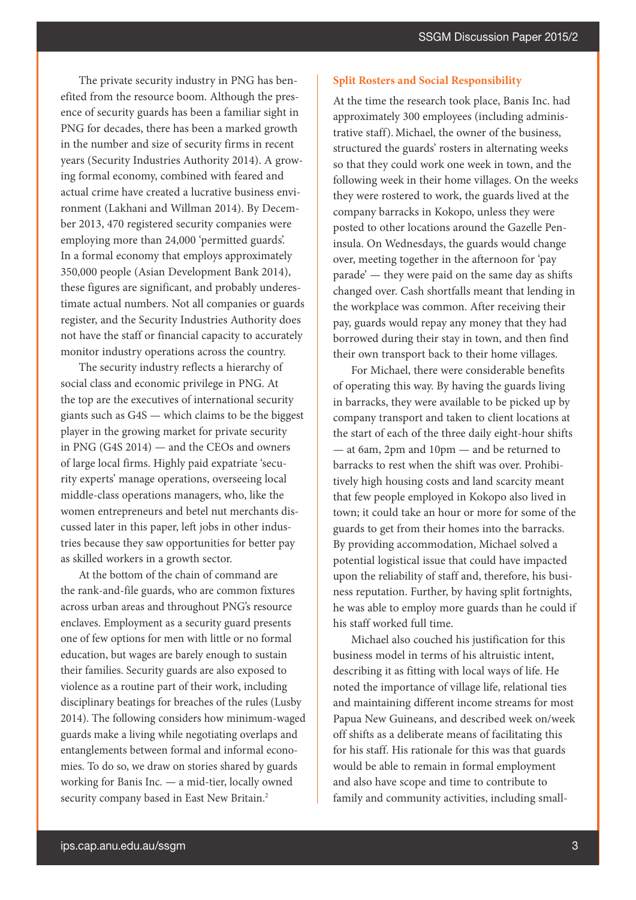The private security industry in PNG has benefited from the resource boom. Although the presence of security guards has been a familiar sight in PNG for decades, there has been a marked growth in the number and size of security firms in recent years (Security Industries Authority 2014). A growing formal economy, combined with feared and actual crime have created a lucrative business environment (Lakhani and Willman 2014). By December 2013, 470 registered security companies were employing more than 24,000 'permitted guards'. In a formal economy that employs approximately 350,000 people (Asian Development Bank 2014), these figures are significant, and probably underestimate actual numbers. Not all companies or guards register, and the Security Industries Authority does not have the staff or financial capacity to accurately monitor industry operations across the country.

The security industry reflects a hierarchy of social class and economic privilege in PNG. At the top are the executives of international security giants such as G4S — which claims to be the biggest player in the growing market for private security in PNG (G4S 2014) — and the CEOs and owners of large local firms. Highly paid expatriate 'security experts' manage operations, overseeing local middle-class operations managers, who, like the women entrepreneurs and betel nut merchants discussed later in this paper, left jobs in other industries because they saw opportunities for better pay as skilled workers in a growth sector.

At the bottom of the chain of command are the rank-and-file guards, who are common fixtures across urban areas and throughout PNG's resource enclaves. Employment as a security guard presents one of few options for men with little or no formal education, but wages are barely enough to sustain their families. Security guards are also exposed to violence as a routine part of their work, including disciplinary beatings for breaches of the rules (Lusby 2014). The following considers how minimum-waged guards make a living while negotiating overlaps and entanglements between formal and informal economies. To do so, we draw on stories shared by guards working for Banis Inc. — a mid-tier, locally owned security company based in East New Britain.[2]

## Split Rosters and Social Responsibility

At the time the research took place, Banis Inc. had approximately 300 employees (including administrative staff). Michael, the owner of the business, structured the guards' rosters in alternating weeks so that they could work one week in town, and the following week in their home villages. On the weeks they were rostered to work, the guards lived at the company barracks in Kokopo, unless they were posted to other locations around the Gazelle Peninsula. On Wednesdays, the guards would change over, meeting together in the afternoon for 'pay parade' — they were paid on the same day as shifts changed over. Cash shortfalls meant that lending in the workplace was common. After receiving their pay, guards would repay any money that they had borrowed during their stay in town, and then find their own transport back to their home villages.

For Michael, there were considerable benefits of operating this way. By having the guards living in barracks, they were available to be picked up by company transport and taken to client locations at the start of each of the three daily eight-hour shifts — at 6am, 2pm and 10pm — and be returned to barracks to rest when the shift was over. Prohibitively high housing costs and land scarcity meant that few people employed in Kokopo also lived in town; it could take an hour or more for some of the guards to get from their homes into the barracks. By providing accommodation, Michael solved a potential logistical issue that could have impacted upon the reliability of staff and, therefore, his business reputation. Further, by having split fortnights, he was able to employ more guards than he could if his staff worked full time.

Michael also couched his justification for this business model in terms of his altruistic intent, describing it as fitting with local ways of life. He noted the importance of village life, relational ties and maintaining different income streams for most Papua New Guineans, and described week on/week off shifts as a deliberate means of facilitating this for his staff. His rationale for this was that guards would be able to remain in formal employment and also have scope and time to contribute to family and community activities, including small-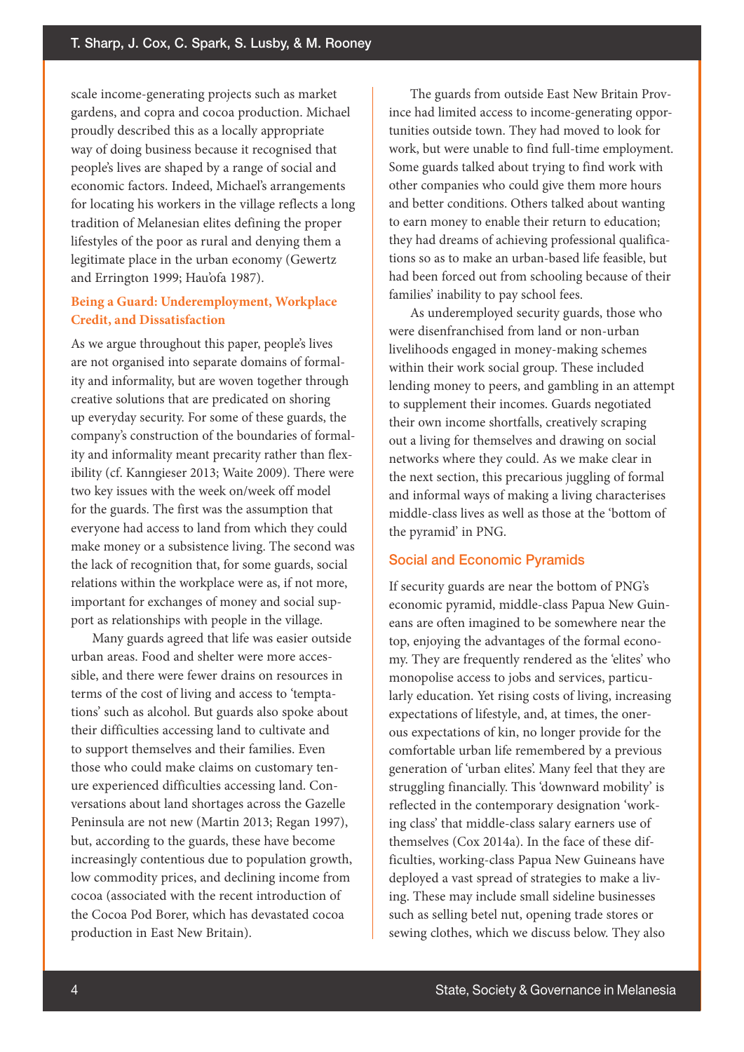scale income-generating projects such as market gardens, and copra and cocoa production. Michael proudly described this as a locally appropriate way of doing business because it recognised that people's lives are shaped by a range of social and economic factors. Indeed, Michael's arrangements for locating his workers in the village reflects a long tradition of Melanesian elites defining the proper lifestyles of the poor as rural and denying them a legitimate place in the urban economy (Gewertz and Errington 1999; Hau'ofa 1987).

### Being a Guard: Underemployment, Workplace Credit, and Dissatisfaction

As we argue throughout this paper, people's lives are not organised into separate domains of formality and informality, but are woven together through creative solutions that are predicated on shoring up everyday security. For some of these guards, the company's construction of the boundaries of formality and informality meant precarity rather than flexibility (cf. Kanngieser 2013; Waite 2009). There were two key issues with the week on/week off model for the guards. The first was the assumption that everyone had access to land from which they could make money or a subsistence living. The second was the lack of recognition that, for some guards, social relations within the workplace were as, if not more, important for exchanges of money and social support as relationships with people in the village.

Many guards agreed that life was easier outside urban areas. Food and shelter were more accessible, and there were fewer drains on resources in terms of the cost of living and access to 'temptations' such as alcohol. But guards also spoke about their difficulties accessing land to cultivate and to support themselves and their families. Even those who could make claims on customary tenure experienced difficulties accessing land. Conversations about land shortages across the Gazelle Peninsula are not new (Martin 2013; Regan 1997), but, according to the guards, these have become increasingly contentious due to population growth, low commodity prices, and declining income from cocoa (associated with the recent introduction of the Cocoa Pod Borer, which has devastated cocoa production in East New Britain).

The guards from outside East New Britain Province had limited access to income-generating opportunities outside town. They had moved to look for work, but were unable to find full-time employment. Some guards talked about trying to find work with other companies who could give them more hours and better conditions. Others talked about wanting to earn money to enable their return to education; they had dreams of achieving professional qualifications so as to make an urban-based life feasible, but had been forced out from schooling because of their families' inability to pay school fees.

As underemployed security guards, those who were disenfranchised from land or non-urban livelihoods engaged in money-making schemes within their work social group. These included lending money to peers, and gambling in an attempt to supplement their incomes. Guards negotiated their own income shortfalls, creatively scraping out a living for themselves and drawing on social networks where they could. As we make clear in the next section, this precarious juggling of formal and informal ways of making a living characterises middle-class lives as well as those at the 'bottom of the pyramid' in PNG.

## Social and Economic Pyramids

If security guards are near the bottom of PNG's economic pyramid, middle-class Papua New Guineans are often imagined to be somewhere near the top, enjoying the advantages of the formal economy. They are frequently rendered as the 'elites' who monopolise access to jobs and services, particularly education. Yet rising costs of living, increasing expectations of lifestyle, and, at times, the onerous expectations of kin, no longer provide for the comfortable urban life remembered by a previous generation of 'urban elites'. Many feel that they are struggling financially. This 'downward mobility' is reflected in the contemporary designation 'working class' that middle-class salary earners use of themselves (Cox 2014a). In the face of these difficulties, working-class Papua New Guineans have deployed a vast spread of strategies to make a living. These may include small sideline businesses such as selling betel nut, opening trade stores or sewing clothes, which we discuss below. They also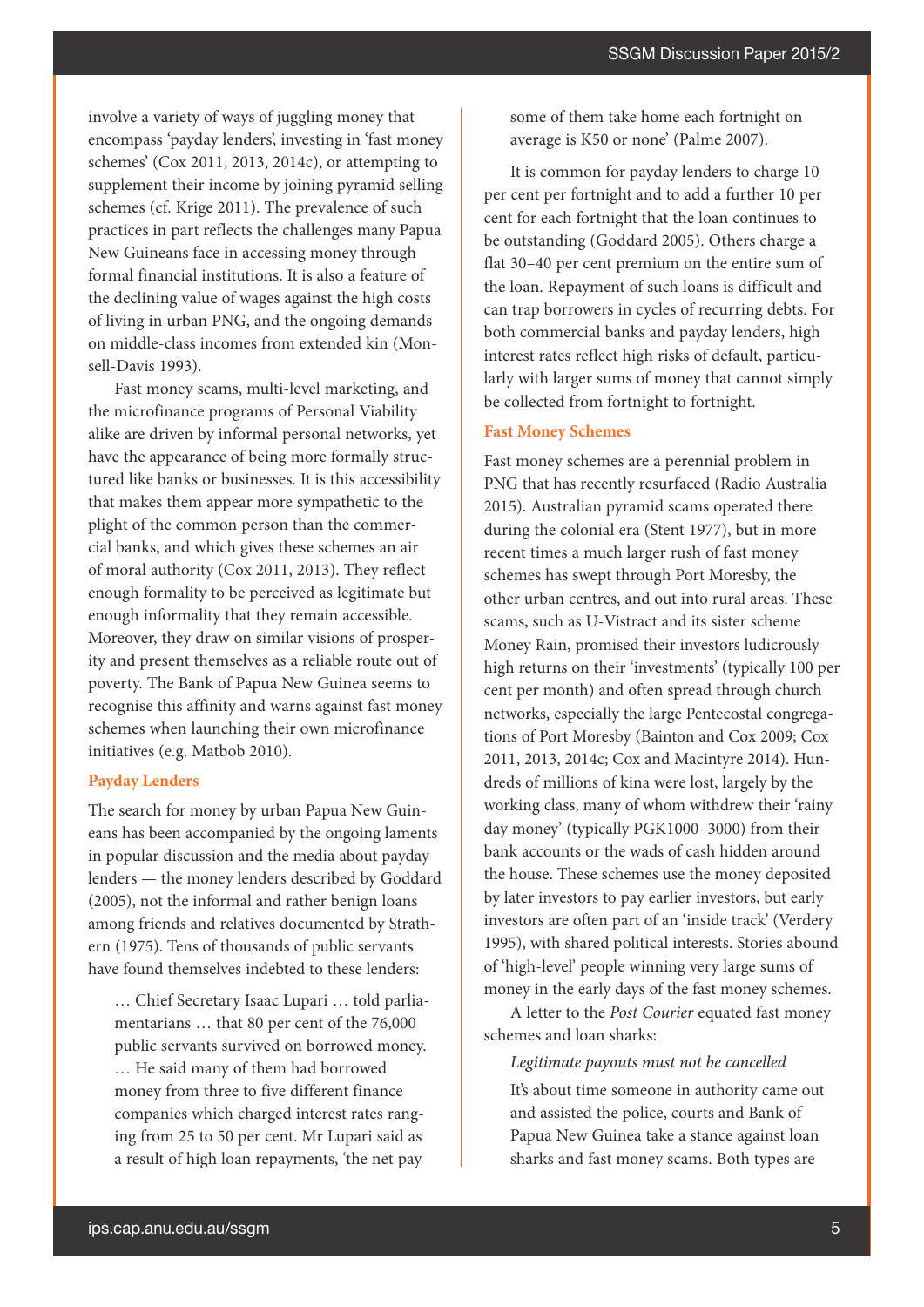involve a variety of ways of juggling money that encompass 'payday lenders', investing in 'fast money schemes' (Cox 2011, 2013, 2014c), or attempting to supplement their income by joining pyramid selling schemes (cf. Krige 2011). The prevalence of such practices in part reflects the challenges many Papua New Guineans face in accessing money through formal financial institutions. It is also a feature of the declining value of wages against the high costs of living in urban PNG, and the ongoing demands on middle-class incomes from extended kin (Monsell-Davis 1993).

Fast money scams, multi-level marketing, and the microfinance programs of Personal Viability alike are driven by informal personal networks, yet have the appearance of being more formally structured like banks or businesses. It is this accessibility that makes them appear more sympathetic to the plight of the common person than the commercial banks, and which gives these schemes an air of moral authority (Cox 2011, 2013). They reflect enough formality to be perceived as legitimate but enough informality that they remain accessible. Moreover, they draw on similar visions of prosperity and present themselves as a reliable route out of poverty. The Bank of Papua New Guinea seems to recognise this affinity and warns against fast money schemes when launching their own microfinance initiatives (e.g. Matbob 2010).

### Payday Lenders

The search for money by urban Papua New Guineans has been accompanied by the ongoing laments in popular discussion and the media about payday lenders — the money lenders described by Goddard (2005), not the informal and rather benign loans among friends and relatives documented by Strathern (1975). Tens of thousands of public servants have found themselves indebted to these lenders:

> … Chief Secretary Isaac Lupari … told parliamentarians … that 80 per cent of the 76,000 public servants survived on borrowed money. … He said many of them had borrowed money from three to five different finance companies which charged interest rates ranging from 25 to 50 per cent. Mr Lupari said as a result of high loan repayments, 'the net pay some of them take home each fortnight on average is K50 or none' (Palme 2007).

It is common for payday lenders to charge 10 per cent per fortnight and to add a further 10 per cent for each fortnight that the loan continues to be outstanding (Goddard 2005). Others charge a flat 30–40 per cent premium on the entire sum of the loan. Repayment of such loans is difficult and can trap borrowers in cycles of recurring debts. For both commercial banks and payday lenders, high interest rates reflect high risks of default, particularly with larger sums of money that cannot simply be collected from fortnight to fortnight.

### Fast Money Schemes

Fast money schemes are a perennial problem in PNG that has recently resurfaced (Radio Australia 2015). Australian pyramid scams operated there during the colonial era (Stent 1977), but in more recent times a much larger rush of fast money schemes has swept through Port Moresby, the other urban centres, and out into rural areas. These scams, such as U-Vistract and its sister scheme Money Rain, promised their investors ludicrously high returns on their 'investments' (typically 100 per cent per month) and often spread through church networks, especially the large Pentecostal congregations of Port Moresby (Bainton and Cox 2009; Cox 2011, 2013, 2014c; Cox and Macintyre 2014). Hundreds of millions of kina were lost, largely by the working class, many of whom withdrew their 'rainy day money' (typically PGK1000–3000) from their bank accounts or the wads of cash hidden around the house. These schemes use the money deposited by later investors to pay earlier investors, but early investors are often part of an 'inside track' (Verdery 1995), with shared political interests. Stories abound of 'high-level' people winning very large sums of money in the early days of the fast money schemes.

A letter to the *Post Courier* equated fast money schemes and loan sharks:

> *Legitimate payouts must not be cancelled*
>
> It's about time someone in authority came out and assisted the police, courts and Bank of Papua New Guinea take a stance against loan sharks and fast money scams. Both types are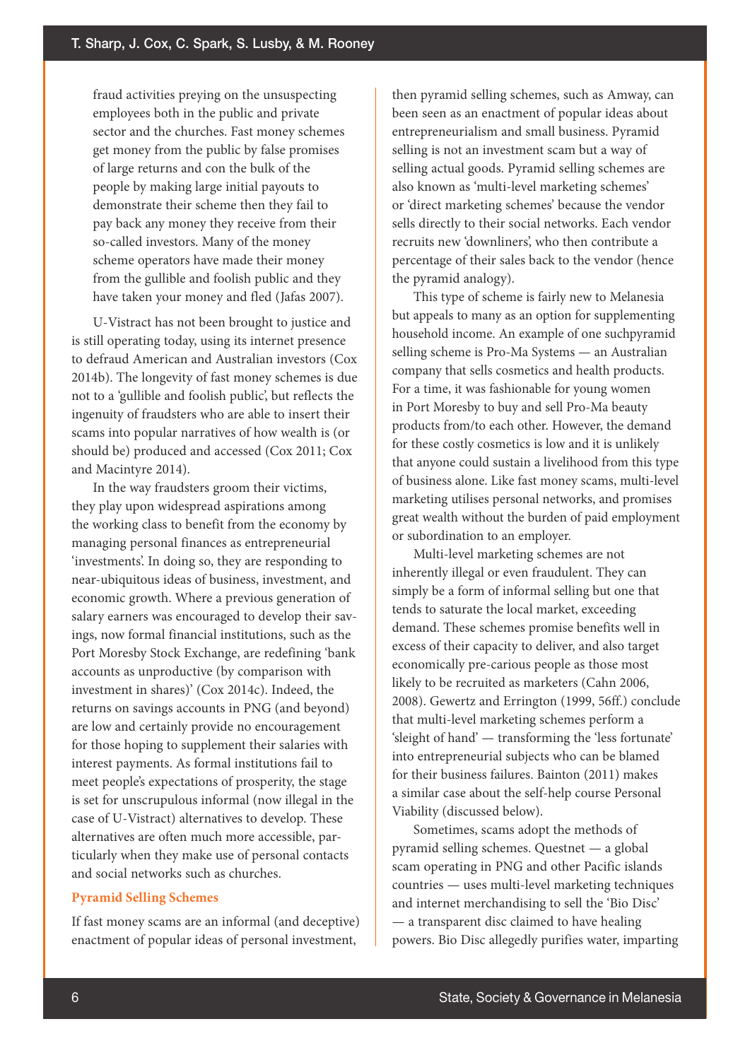fraud activities preying on the unsuspecting employees both in the public and private sector and the churches. Fast money schemes get money from the public by false promises of large returns and con the bulk of the people by making large initial payouts to demonstrate their scheme then they fail to pay back any money they receive from their so-called investors. Many of the money scheme operators have made their money from the gullible and foolish public and they have taken your money and fled (Jafas 2007).

U-Vistract has not been brought to justice and is still operating today, using its internet presence to defraud American and Australian investors (Cox 2014b). The longevity of fast money schemes is due not to a 'gullible and foolish public', but reflects the ingenuity of fraudsters who are able to insert their scams into popular narratives of how wealth is (or should be) produced and accessed (Cox 2011; Cox and Macintyre 2014).

In the way fraudsters groom their victims, they play upon widespread aspirations among the working class to benefit from the economy by managing personal finances as entrepreneurial 'investments'. In doing so, they are responding to near-ubiquitous ideas of business, investment, and economic growth. Where a previous generation of salary earners was encouraged to develop their savings, now formal financial institutions, such as the Port Moresby Stock Exchange, are redefining 'bank accounts as unproductive (by comparison with investment in shares)' (Cox 2014c). Indeed, the returns on savings accounts in PNG (and beyond) are low and certainly provide no encouragement for those hoping to supplement their salaries with interest payments. As formal institutions fail to meet people's expectations of prosperity, the stage is set for unscrupulous informal (now illegal in the case of U-Vistract) alternatives to develop. These alternatives are often much more accessible, particularly when they make use of personal contacts and social networks such as churches.

## Pyramid Selling Schemes

If fast money scams are an informal (and deceptive) enactment of popular ideas of personal investment, then pyramid selling schemes, such as Amway, can been seen as an enactment of popular ideas about entrepreneurialism and small business. Pyramid selling is not an investment scam but a way of selling actual goods. Pyramid selling schemes are also known as 'multi-level marketing schemes' or 'direct marketing schemes' because the vendor sells directly to their social networks. Each vendor recruits new 'downliners', who then contribute a percentage of their sales back to the vendor (hence the pyramid analogy).

This type of scheme is fairly new to Melanesia but appeals to many as an option for supplementing household income. An example of one suchpyramid selling scheme is Pro-Ma Systems — an Australian company that sells cosmetics and health products. For a time, it was fashionable for young women in Port Moresby to buy and sell Pro-Ma beauty products from/to each other. However, the demand for these costly cosmetics is low and it is unlikely that anyone could sustain a livelihood from this type of business alone. Like fast money scams, multi-level marketing utilises personal networks, and promises great wealth without the burden of paid employment or subordination to an employer.

Multi-level marketing schemes are not inherently illegal or even fraudulent. They can simply be a form of informal selling but one that tends to saturate the local market, exceeding demand. These schemes promise benefits well in excess of their capacity to deliver, and also target economically pre-carious people as those most likely to be recruited as marketers (Cahn 2006, 2008). Gewertz and Errington (1999, 56ff.) conclude that multi-level marketing schemes perform a 'sleight of hand' — transforming the 'less fortunate' into entrepreneurial subjects who can be blamed for their business failures. Bainton (2011) makes a similar case about the self-help course Personal Viability (discussed below).

Sometimes, scams adopt the methods of pyramid selling schemes. Questnet — a global scam operating in PNG and other Pacific islands countries — uses multi-level marketing techniques and internet merchandising to sell the 'Bio Disc' — a transparent disc claimed to have healing powers. Bio Disc allegedly purifies water, imparting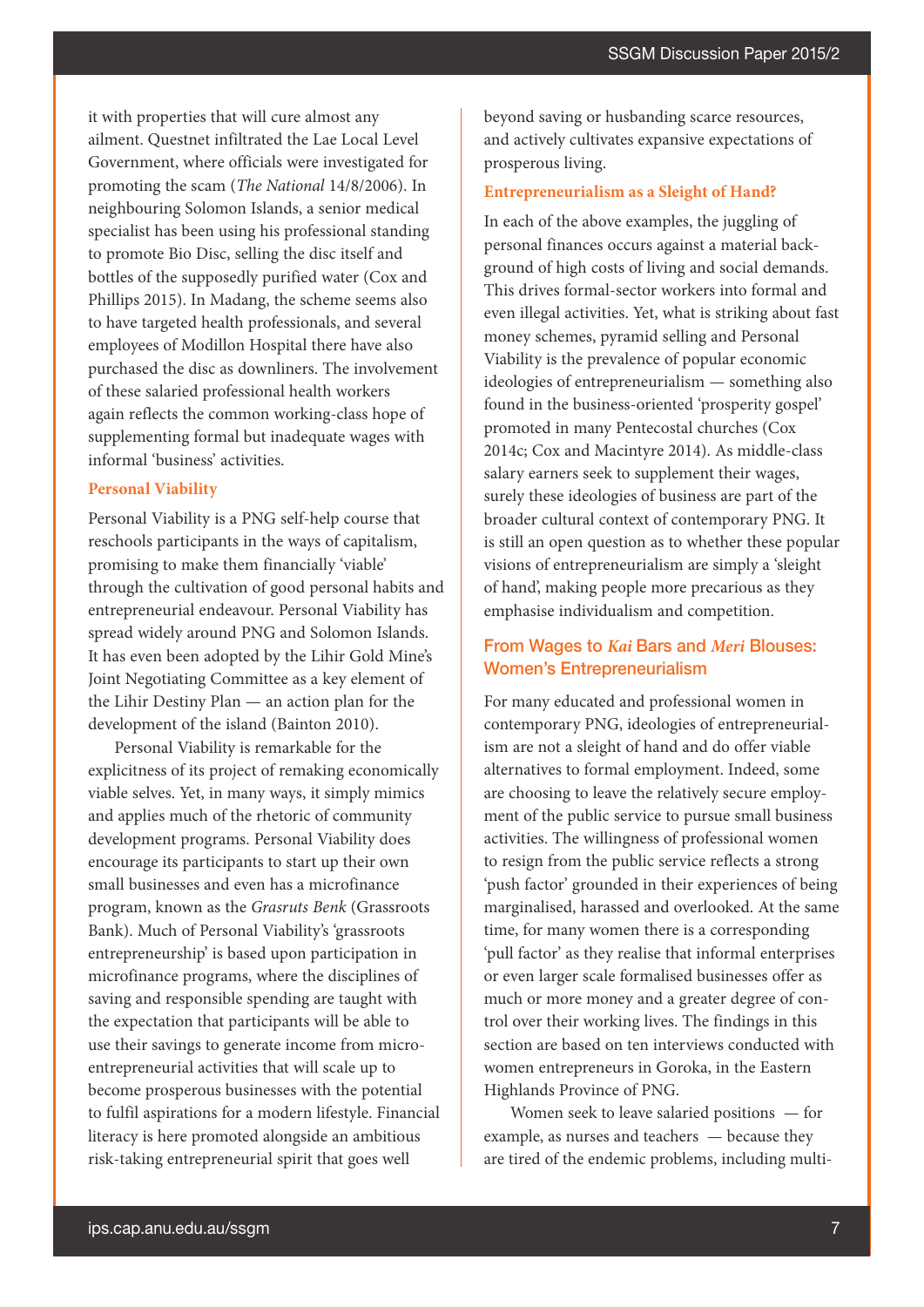it with properties that will cure almost any ailment. Questnet infiltrated the Lae Local Level Government, where officials were investigated for promoting the scam (*The National* 14/8/2006). In neighbouring Solomon Islands, a senior medical specialist has been using his professional standing to promote Bio Disc, selling the disc itself and bottles of the supposedly purified water (Cox and Phillips 2015). In Madang, the scheme seems also to have targeted health professionals, and several employees of Modillon Hospital there have also purchased the disc as downliners. The involvement of these salaried professional health workers again reflects the common working-class hope of supplementing formal but inadequate wages with informal 'business' activities.

### Personal Viability

Personal Viability is a PNG self-help course that reschools participants in the ways of capitalism, promising to make them financially 'viable' through the cultivation of good personal habits and entrepreneurial endeavour. Personal Viability has spread widely around PNG and Solomon Islands. It has even been adopted by the Lihir Gold Mine's Joint Negotiating Committee as a key element of the Lihir Destiny Plan — an action plan for the development of the island (Bainton 2010).

Personal Viability is remarkable for the explicitness of its project of remaking economically viable selves. Yet, in many ways, it simply mimics and applies much of the rhetoric of community development programs. Personal Viability does encourage its participants to start up their own small businesses and even has a microfinance program, known as the *Grasruts Benk* (Grassroots Bank). Much of Personal Viability's 'grassroots entrepreneurship' is based upon participation in microfinance programs, where the disciplines of saving and responsible spending are taught with the expectation that participants will be able to use their savings to generate income from micro-entrepreneurial activities that will scale up to become prosperous businesses with the potential to fulfil aspirations for a modern lifestyle. Financial literacy is here promoted alongside an ambitious risk-taking entrepreneurial spirit that goes well beyond saving or husbanding scarce resources, and actively cultivates expansive expectations of prosperous living.

### Entrepreneurialism as a Sleight of Hand?

In each of the above examples, the juggling of personal finances occurs against a material background of high costs of living and social demands. This drives formal-sector workers into formal and even illegal activities. Yet, what is striking about fast money schemes, pyramid selling and Personal Viability is the prevalence of popular economic ideologies of entrepreneurialism — something also found in the business-oriented 'prosperity gospel' promoted in many Pentecostal churches (Cox 2014c; Cox and Macintyre 2014). As middle-class salary earners seek to supplement their wages, surely these ideologies of business are part of the broader cultural context of contemporary PNG. It is still an open question as to whether these popular visions of entrepreneurialism are simply a 'sleight of hand', making people more precarious as they emphasise individualism and competition.

## From Wages to *Kai* Bars and *Meri* Blouses: Women's Entrepreneurialism

For many educated and professional women in contemporary PNG, ideologies of entrepreneurialism are not a sleight of hand and do offer viable alternatives to formal employment. Indeed, some are choosing to leave the relatively secure employment of the public service to pursue small business activities. The willingness of professional women to resign from the public service reflects a strong 'push factor' grounded in their experiences of being marginalised, harassed and overlooked. At the same time, for many women there is a corresponding 'pull factor' as they realise that informal enterprises or even larger scale formalised businesses offer as much or more money and a greater degree of control over their working lives. The findings in this section are based on ten interviews conducted with women entrepreneurs in Goroka, in the Eastern Highlands Province of PNG.

Women seek to leave salaried positions — for example, as nurses and teachers — because they are tired of the endemic problems, including multi-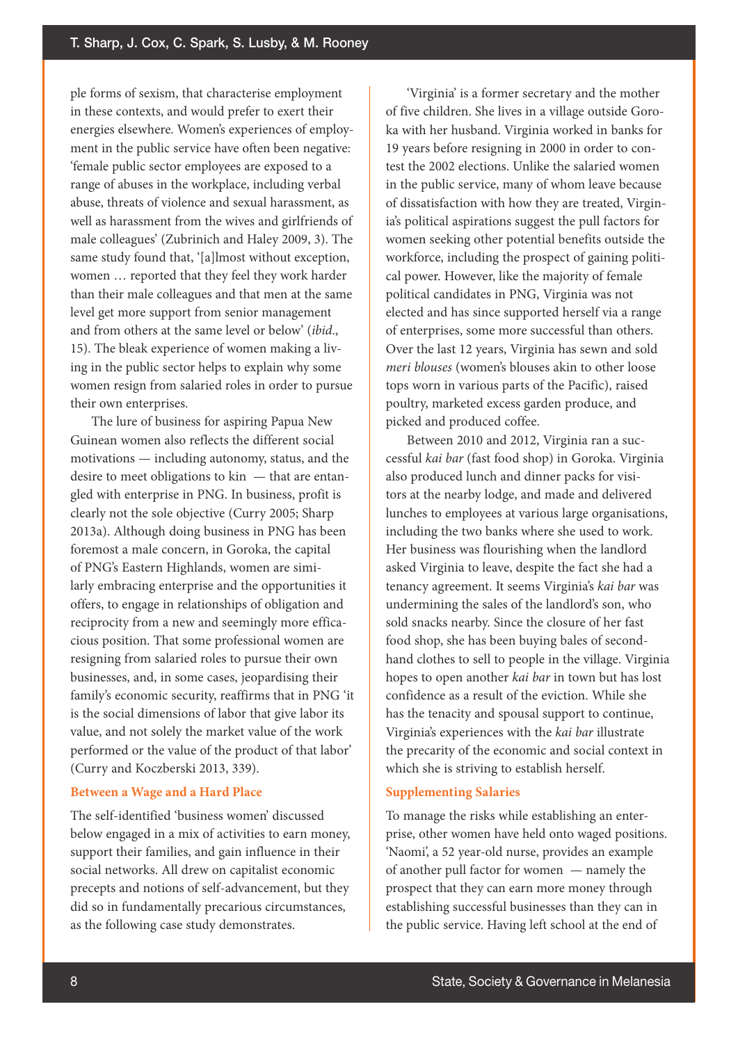ple forms of sexism, that characterise employment in these contexts, and would prefer to exert their energies elsewhere. Women's experiences of employment in the public service have often been negative: 'female public sector employees are exposed to a range of abuses in the workplace, including verbal abuse, threats of violence and sexual harassment, as well as harassment from the wives and girlfriends of male colleagues' (Zubrinich and Haley 2009, 3). The same study found that, '[a]lmost without exception, women … reported that they feel they work harder than their male colleagues and that men at the same level get more support from senior management and from others at the same level or below' (*ibid*., 15). The bleak experience of women making a living in the public sector helps to explain why some women resign from salaried roles in order to pursue their own enterprises.

The lure of business for aspiring Papua New Guinean women also reflects the different social motivations — including autonomy, status, and the desire to meet obligations to kin — that are entangled with enterprise in PNG. In business, profit is clearly not the sole objective (Curry 2005; Sharp 2013a). Although doing business in PNG has been foremost a male concern, in Goroka, the capital of PNG's Eastern Highlands, women are similarly embracing enterprise and the opportunities it offers, to engage in relationships of obligation and reciprocity from a new and seemingly more efficacious position. That some professional women are resigning from salaried roles to pursue their own businesses, and, in some cases, jeopardising their family's economic security, reaffirms that in PNG 'it is the social dimensions of labor that give labor its value, and not solely the market value of the work performed or the value of the product of that labor' (Curry and Koczberski 2013, 339).

## Between a Wage and a Hard Place

The self-identified 'business women' discussed below engaged in a mix of activities to earn money, support their families, and gain influence in their social networks. All drew on capitalist economic precepts and notions of self-advancement, but they did so in fundamentally precarious circumstances, as the following case study demonstrates.

'Virginia' is a former secretary and the mother of five children. She lives in a village outside Goroka with her husband. Virginia worked in banks for 19 years before resigning in 2000 in order to contest the 2002 elections. Unlike the salaried women in the public service, many of whom leave because of dissatisfaction with how they are treated, Virginia's political aspirations suggest the pull factors for women seeking other potential benefits outside the workforce, including the prospect of gaining political power. However, like the majority of female political candidates in PNG, Virginia was not elected and has since supported herself via a range of enterprises, some more successful than others. Over the last 12 years, Virginia has sewn and sold *meri blouses* (women's blouses akin to other loose tops worn in various parts of the Pacific), raised poultry, marketed excess garden produce, and picked and produced coffee.

Between 2010 and 2012, Virginia ran a successful *kai bar* (fast food shop) in Goroka. Virginia also produced lunch and dinner packs for visitors at the nearby lodge, and made and delivered lunches to employees at various large organisations, including the two banks where she used to work. Her business was flourishing when the landlord asked Virginia to leave, despite the fact she had a tenancy agreement. It seems Virginia's *kai bar* was undermining the sales of the landlord's son, who sold snacks nearby. Since the closure of her fast food shop, she has been buying bales of second-hand clothes to sell to people in the village. Virginia hopes to open another *kai bar* in town but has lost confidence as a result of the eviction. While she has the tenacity and spousal support to continue, Virginia's experiences with the *kai bar* illustrate the precarity of the economic and social context in which she is striving to establish herself.

## Supplementing Salaries

To manage the risks while establishing an enterprise, other women have held onto waged positions. 'Naomi', a 52 year-old nurse, provides an example of another pull factor for women — namely the prospect that they can earn more money through establishing successful businesses than they can in the public service. Having left school at the end of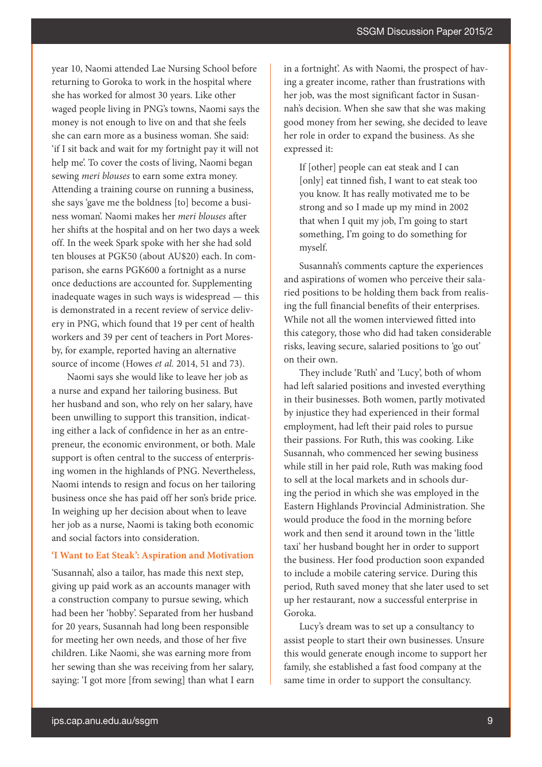year 10, Naomi attended Lae Nursing School before returning to Goroka to work in the hospital where she has worked for almost 30 years. Like other waged people living in PNG's towns, Naomi says the money is not enough to live on and that she feels she can earn more as a business woman. She said: 'if I sit back and wait for my fortnight pay it will not help me'. To cover the costs of living, Naomi began sewing *meri blouses* to earn some extra money. Attending a training course on running a business, she says 'gave me the boldness [to] become a business woman'. Naomi makes her *meri blouses* after her shifts at the hospital and on her two days a week off. In the week Spark spoke with her she had sold ten blouses at PGK50 (about AU$20) each. In comparison, she earns PGK600 a fortnight as a nurse once deductions are accounted for. Supplementing inadequate wages in such ways is widespread — this is demonstrated in a recent review of service delivery in PNG, which found that 19 per cent of health workers and 39 per cent of teachers in Port Moresby, for example, reported having an alternative source of income (Howes *et al.* 2014, 51 and 73).

Naomi says she would like to leave her job as a nurse and expand her tailoring business. But her husband and son, who rely on her salary, have been unwilling to support this transition, indicating either a lack of confidence in her as an entrepreneur, the economic environment, or both. Male support is often central to the success of enterprising women in the highlands of PNG. Nevertheless, Naomi intends to resign and focus on her tailoring business once she has paid off her son's bride price. In weighing up her decision about when to leave her job as a nurse, Naomi is taking both economic and social factors into consideration.

## 'I Want to Eat Steak': Aspiration and Motivation

'Susannah', also a tailor, has made this next step, giving up paid work as an accounts manager with a construction company to pursue sewing, which had been her 'hobby'. Separated from her husband for 20 years, Susannah had long been responsible for meeting her own needs, and those of her five children. Like Naomi, she was earning more from her sewing than she was receiving from her salary, saying: 'I got more [from sewing] than what I earn in a fortnight'. As with Naomi, the prospect of having a greater income, rather than frustrations with her job, was the most significant factor in Susannah's decision. When she saw that she was making good money from her sewing, she decided to leave her role in order to expand the business. As she expressed it:

> If [other] people can eat steak and I can [only] eat tinned fish, I want to eat steak too you know. It has really motivated me to be strong and so I made up my mind in 2002 that when I quit my job, I'm going to start something, I'm going to do something for myself.

Susannah's comments capture the experiences and aspirations of women who perceive their salaried positions to be holding them back from realising the full financial benefits of their enterprises. While not all the women interviewed fitted into this category, those who did had taken considerable risks, leaving secure, salaried positions to 'go out' on their own.

They include 'Ruth' and 'Lucy', both of whom had left salaried positions and invested everything in their businesses. Both women, partly motivated by injustice they had experienced in their formal employment, had left their paid roles to pursue their passions. For Ruth, this was cooking. Like Susannah, who commenced her sewing business while still in her paid role, Ruth was making food to sell at the local markets and in schools during the period in which she was employed in the Eastern Highlands Provincial Administration. She would produce the food in the morning before work and then send it around town in the 'little taxi' her husband bought her in order to support the business. Her food production soon expanded to include a mobile catering service. During this period, Ruth saved money that she later used to set up her restaurant, now a successful enterprise in Goroka.

Lucy's dream was to set up a consultancy to assist people to start their own businesses. Unsure this would generate enough income to support her family, she established a fast food company at the same time in order to support the consultancy.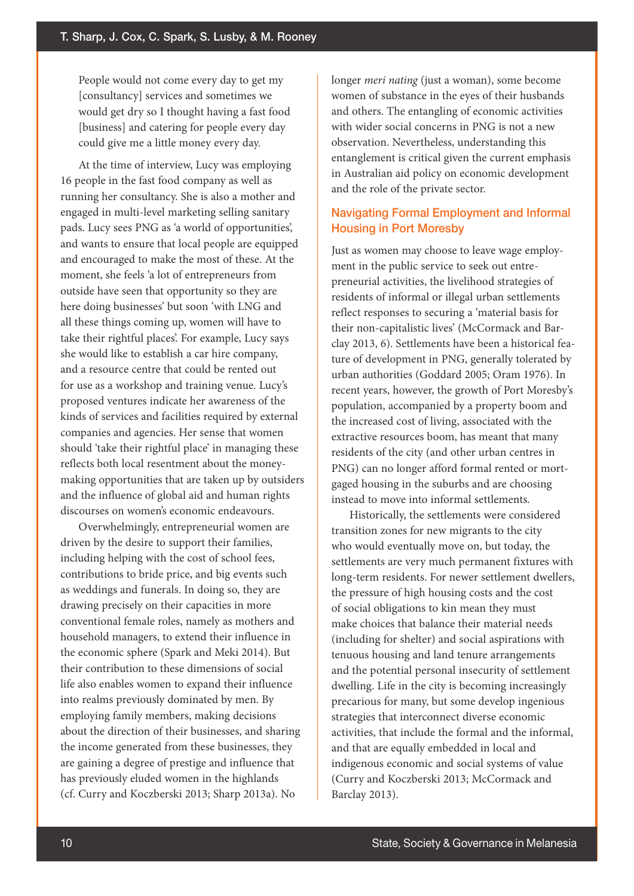> People would not come every day to get my [consultancy] services and sometimes we would get dry so I thought having a fast food [business] and catering for people every day could give me a little money every day.

At the time of interview, Lucy was employing 16 people in the fast food company as well as running her consultancy. She is also a mother and engaged in multi-level marketing selling sanitary pads. Lucy sees PNG as 'a world of opportunities', and wants to ensure that local people are equipped and encouraged to make the most of these. At the moment, she feels 'a lot of entrepreneurs from outside have seen that opportunity so they are here doing businesses' but soon 'with LNG and all these things coming up, women will have to take their rightful places'. For example, Lucy says she would like to establish a car hire company, and a resource centre that could be rented out for use as a workshop and training venue. Lucy's proposed ventures indicate her awareness of the kinds of services and facilities required by external companies and agencies. Her sense that women should 'take their rightful place' in managing these reflects both local resentment about the money-making opportunities that are taken up by outsiders and the influence of global aid and human rights discourses on women's economic endeavours.

Overwhelmingly, entrepreneurial women are driven by the desire to support their families, including helping with the cost of school fees, contributions to bride price, and big events such as weddings and funerals. In doing so, they are drawing precisely on their capacities in more conventional female roles, namely as mothers and household managers, to extend their influence in the economic sphere (Spark and Meki 2014). But their contribution to these dimensions of social life also enables women to expand their influence into realms previously dominated by men. By employing family members, making decisions about the direction of their businesses, and sharing the income generated from these businesses, they are gaining a degree of prestige and influence that has previously eluded women in the highlands (cf. Curry and Koczberski 2013; Sharp 2013a). No longer *meri nating* (just a woman), some become women of substance in the eyes of their husbands and others. The entangling of economic activities with wider social concerns in PNG is not a new observation. Nevertheless, understanding this entanglement is critical given the current emphasis in Australian aid policy on economic development and the role of the private sector.

## Navigating Formal Employment and Informal Housing in Port Moresby

Just as women may choose to leave wage employment in the public service to seek out entrepreneurial activities, the livelihood strategies of residents of informal or illegal urban settlements reflect responses to securing a 'material basis for their non-capitalistic lives' (McCormack and Barclay 2013, 6). Settlements have been a historical feature of development in PNG, generally tolerated by urban authorities (Goddard 2005; Oram 1976). In recent years, however, the growth of Port Moresby's population, accompanied by a property boom and the increased cost of living, associated with the extractive resources boom, has meant that many residents of the city (and other urban centres in PNG) can no longer afford formal rented or mortgaged housing in the suburbs and are choosing instead to move into informal settlements.

Historically, the settlements were considered transition zones for new migrants to the city who would eventually move on, but today, the settlements are very much permanent fixtures with long-term residents. For newer settlement dwellers, the pressure of high housing costs and the cost of social obligations to kin mean they must make choices that balance their material needs (including for shelter) and social aspirations with tenuous housing and land tenure arrangements and the potential personal insecurity of settlement dwelling. Life in the city is becoming increasingly precarious for many, but some develop ingenious strategies that interconnect diverse economic activities, that include the formal and the informal, and that are equally embedded in local and indigenous economic and social systems of value (Curry and Koczberski 2013; McCormack and Barclay 2013).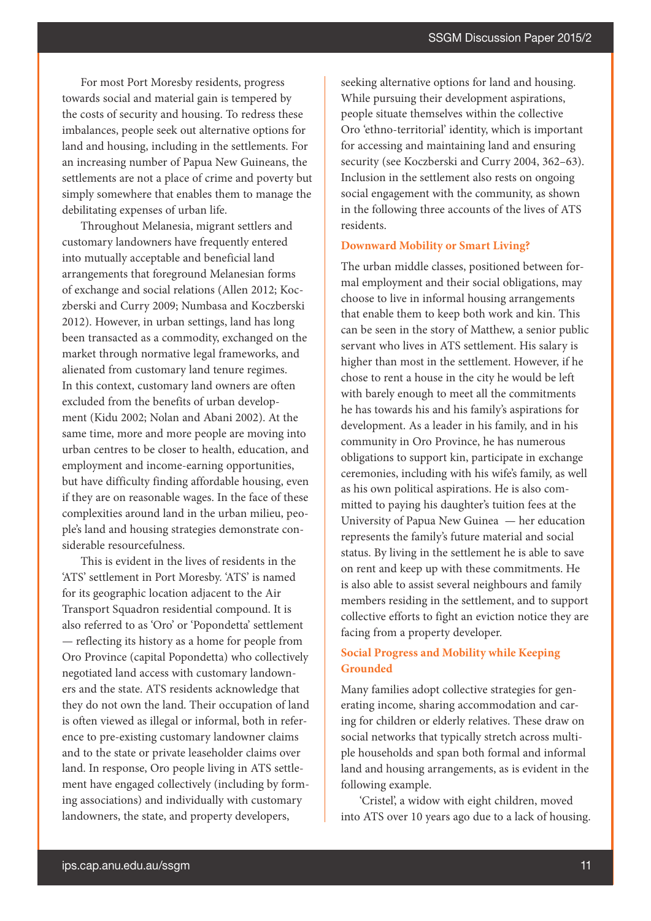For most Port Moresby residents, progress towards social and material gain is tempered by the costs of security and housing. To redress these imbalances, people seek out alternative options for land and housing, including in the settlements. For an increasing number of Papua New Guineans, the settlements are not a place of crime and poverty but simply somewhere that enables them to manage the debilitating expenses of urban life.

Throughout Melanesia, migrant settlers and customary landowners have frequently entered into mutually acceptable and beneficial land arrangements that foreground Melanesian forms of exchange and social relations (Allen 2012; Koczberski and Curry 2009; Numbasa and Koczberski 2012). However, in urban settings, land has long been transacted as a commodity, exchanged on the market through normative legal frameworks, and alienated from customary land tenure regimes. In this context, customary land owners are often excluded from the benefits of urban development (Kidu 2002; Nolan and Abani 2002). At the same time, more and more people are moving into urban centres to be closer to health, education, and employment and income-earning opportunities, but have difficulty finding affordable housing, even if they are on reasonable wages. In the face of these complexities around land in the urban milieu, people's land and housing strategies demonstrate considerable resourcefulness.

This is evident in the lives of residents in the 'ATS' settlement in Port Moresby. 'ATS' is named for its geographic location adjacent to the Air Transport Squadron residential compound. It is also referred to as 'Oro' or 'Popondetta' settlement — reflecting its history as a home for people from Oro Province (capital Popondetta) who collectively negotiated land access with customary landowners and the state. ATS residents acknowledge that they do not own the land. Their occupation of land is often viewed as illegal or informal, both in reference to pre-existing customary landowner claims and to the state or private leaseholder claims over land. In response, Oro people living in ATS settlement have engaged collectively (including by forming associations) and individually with customary landowners, the state, and property developers, seeking alternative options for land and housing. While pursuing their development aspirations, people situate themselves within the collective Oro 'ethno-territorial' identity, which is important for accessing and maintaining land and ensuring security (see Koczberski and Curry 2004, 362–63). Inclusion in the settlement also rests on ongoing social engagement with the community, as shown in the following three accounts of the lives of ATS residents.

### Downward Mobility or Smart Living?

The urban middle classes, positioned between formal employment and their social obligations, may choose to live in informal housing arrangements that enable them to keep both work and kin. This can be seen in the story of Matthew, a senior public servant who lives in ATS settlement. His salary is higher than most in the settlement. However, if he chose to rent a house in the city he would be left with barely enough to meet all the commitments he has towards his and his family's aspirations for development. As a leader in his family, and in his community in Oro Province, he has numerous obligations to support kin, participate in exchange ceremonies, including with his wife's family, as well as his own political aspirations. He is also committed to paying his daughter's tuition fees at the University of Papua New Guinea — her education represents the family's future material and social status. By living in the settlement he is able to save on rent and keep up with these commitments. He is also able to assist several neighbours and family members residing in the settlement, and to support collective efforts to fight an eviction notice they are facing from a property developer.

### Social Progress and Mobility while Keeping Grounded

Many families adopt collective strategies for generating income, sharing accommodation and caring for children or elderly relatives. These draw on social networks that typically stretch across multiple households and span both formal and informal land and housing arrangements, as is evident in the following example.

'Cristel', a widow with eight children, moved into ATS over 10 years ago due to a lack of housing.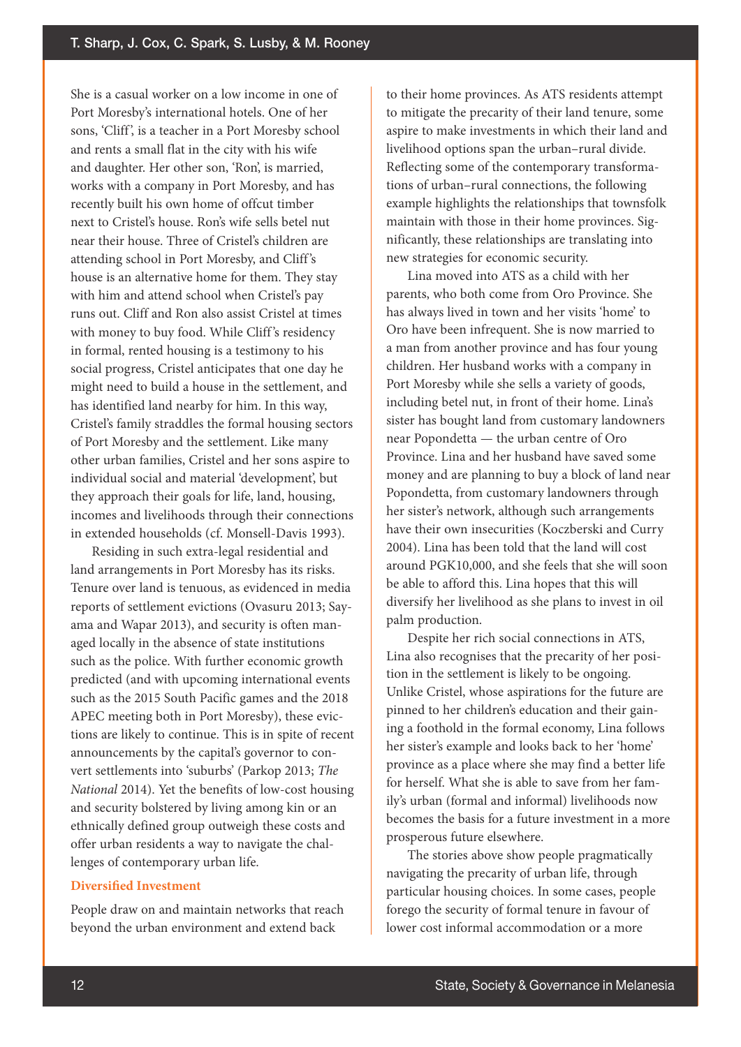She is a casual worker on a low income in one of Port Moresby's international hotels. One of her sons, 'Cliff', is a teacher in a Port Moresby school and rents a small flat in the city with his wife and daughter. Her other son, 'Ron', is married, works with a company in Port Moresby, and has recently built his own home of offcut timber next to Cristel's house. Ron's wife sells betel nut near their house. Three of Cristel's children are attending school in Port Moresby, and Cliff's house is an alternative home for them. They stay with him and attend school when Cristel's pay runs out. Cliff and Ron also assist Cristel at times with money to buy food. While Cliff's residency in formal, rented housing is a testimony to his social progress, Cristel anticipates that one day he might need to build a house in the settlement, and has identified land nearby for him. In this way, Cristel's family straddles the formal housing sectors of Port Moresby and the settlement. Like many other urban families, Cristel and her sons aspire to individual social and material 'development', but they approach their goals for life, land, housing, incomes and livelihoods through their connections in extended households (cf. Monsell-Davis 1993).

Residing in such extra-legal residential and land arrangements in Port Moresby has its risks. Tenure over land is tenuous, as evidenced in media reports of settlement evictions (Ovasuru 2013; Sayama and Wapar 2013), and security is often managed locally in the absence of state institutions such as the police. With further economic growth predicted (and with upcoming international events such as the 2015 South Pacific games and the 2018 APEC meeting both in Port Moresby), these evictions are likely to continue. This is in spite of recent announcements by the capital's governor to convert settlements into 'suburbs' (Parkop 2013; *The National* 2014). Yet the benefits of low-cost housing and security bolstered by living among kin or an ethnically defined group outweigh these costs and offer urban residents a way to navigate the challenges of contemporary urban life.

### Diversified Investment

People draw on and maintain networks that reach beyond the urban environment and extend back to their home provinces. As ATS residents attempt to mitigate the precarity of their land tenure, some aspire to make investments in which their land and livelihood options span the urban–rural divide. Reflecting some of the contemporary transformations of urban–rural connections, the following example highlights the relationships that townsfolk maintain with those in their home provinces. Significantly, these relationships are translating into new strategies for economic security.

Lina moved into ATS as a child with her parents, who both come from Oro Province. She has always lived in town and her visits 'home' to Oro have been infrequent. She is now married to a man from another province and has four young children. Her husband works with a company in Port Moresby while she sells a variety of goods, including betel nut, in front of their home. Lina's sister has bought land from customary landowners near Popondetta — the urban centre of Oro Province. Lina and her husband have saved some money and are planning to buy a block of land near Popondetta, from customary landowners through her sister's network, although such arrangements have their own insecurities (Koczberski and Curry 2004). Lina has been told that the land will cost around PGK10,000, and she feels that she will soon be able to afford this. Lina hopes that this will diversify her livelihood as she plans to invest in oil palm production.

Despite her rich social connections in ATS, Lina also recognises that the precarity of her position in the settlement is likely to be ongoing. Unlike Cristel, whose aspirations for the future are pinned to her children's education and their gaining a foothold in the formal economy, Lina follows her sister's example and looks back to her 'home' province as a place where she may find a better life for herself. What she is able to save from her family's urban (formal and informal) livelihoods now becomes the basis for a future investment in a more prosperous future elsewhere.

The stories above show people pragmatically navigating the precarity of urban life, through particular housing choices. In some cases, people forego the security of formal tenure in favour of lower cost informal accommodation or a more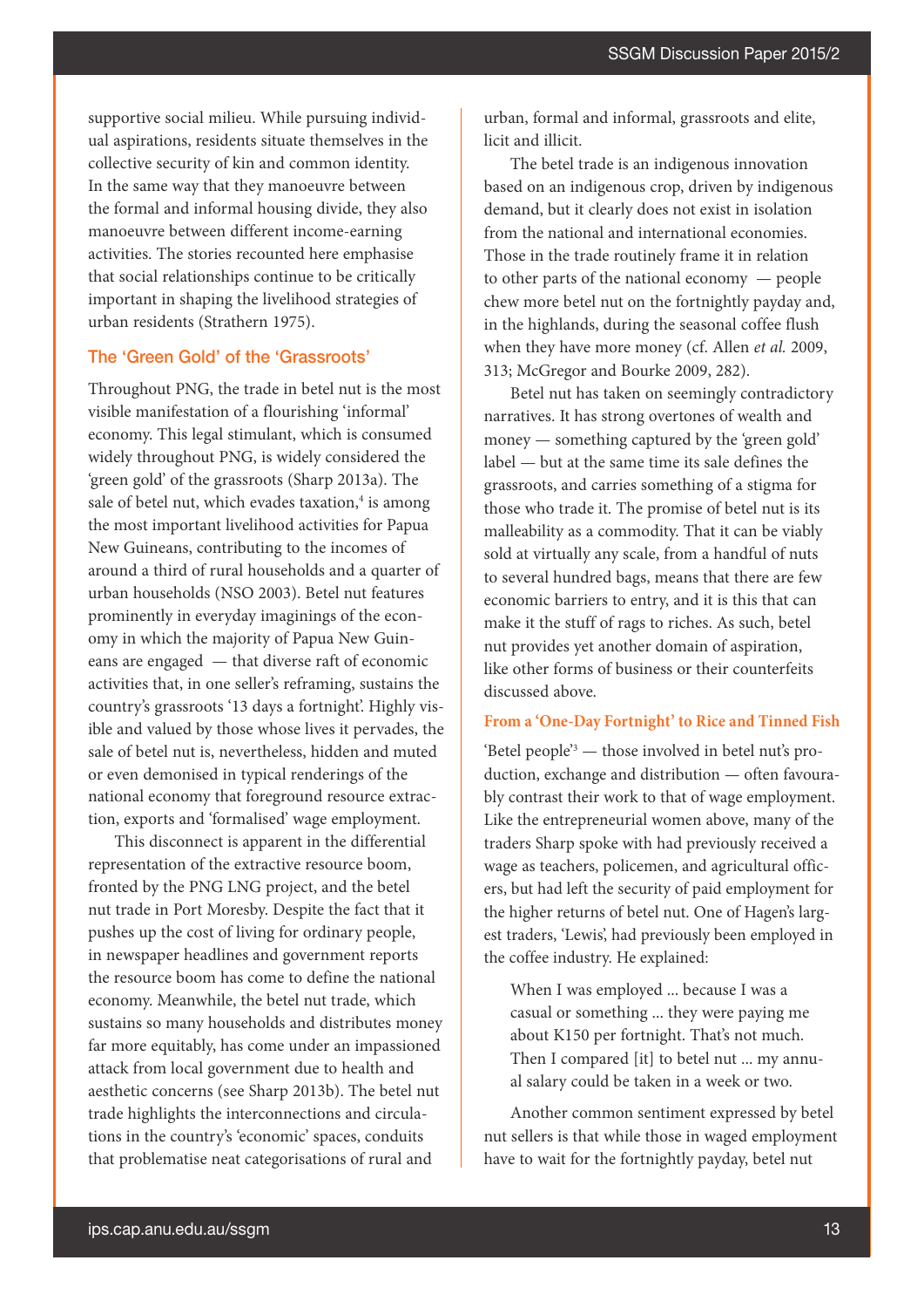supportive social milieu. While pursuing individual aspirations, residents situate themselves in the collective security of kin and common identity. In the same way that they manoeuvre between the formal and informal housing divide, they also manoeuvre between different income-earning activities. The stories recounted here emphasise that social relationships continue to be critically important in shaping the livelihood strategies of urban residents (Strathern 1975).

## The 'Green Gold' of the 'Grassroots'

Throughout PNG, the trade in betel nut is the most visible manifestation of a flourishing 'informal' economy. This legal stimulant, which is consumed widely throughout PNG, is widely considered the 'green gold' of the grassroots (Sharp 2013a). The sale of betel nut, which evades taxation,[4] is among the most important livelihood activities for Papua New Guineans, contributing to the incomes of around a third of rural households and a quarter of urban households (NSO 2003). Betel nut features prominently in everyday imaginings of the economy in which the majority of Papua New Guineans are engaged — that diverse raft of economic activities that, in one seller's reframing, sustains the country's grassroots '13 days a fortnight'. Highly visible and valued by those whose lives it pervades, the sale of betel nut is, nevertheless, hidden and muted or even demonised in typical renderings of the national economy that foreground resource extraction, exports and 'formalised' wage employment.

This disconnect is apparent in the differential representation of the extractive resource boom, fronted by the PNG LNG project, and the betel nut trade in Port Moresby. Despite the fact that it pushes up the cost of living for ordinary people, in newspaper headlines and government reports the resource boom has come to define the national economy. Meanwhile, the betel nut trade, which sustains so many households and distributes money far more equitably, has come under an impassioned attack from local government due to health and aesthetic concerns (see Sharp 2013b). The betel nut trade highlights the interconnections and circulations in the country's 'economic' spaces, conduits that problematise neat categorisations of rural and urban, formal and informal, grassroots and elite, licit and illicit.

The betel trade is an indigenous innovation based on an indigenous crop, driven by indigenous demand, but it clearly does not exist in isolation from the national and international economies. Those in the trade routinely frame it in relation to other parts of the national economy — people chew more betel nut on the fortnightly payday and, in the highlands, during the seasonal coffee flush when they have more money (cf. Allen *et al.* 2009, 313; McGregor and Bourke 2009, 282).

Betel nut has taken on seemingly contradictory narratives. It has strong overtones of wealth and money — something captured by the 'green gold' label — but at the same time its sale defines the grassroots, and carries something of a stigma for those who trade it. The promise of betel nut is its malleability as a commodity. That it can be viably sold at virtually any scale, from a handful of nuts to several hundred bags, means that there are few economic barriers to entry, and it is this that can make it the stuff of rags to riches. As such, betel nut provides yet another domain of aspiration, like other forms of business or their counterfeits discussed above.

### From a 'One-Day Fortnight' to Rice and Tinned Fish

'Betel people'[5] — those involved in betel nut's production, exchange and distribution — often favourably contrast their work to that of wage employment. Like the entrepreneurial women above, many of the traders Sharp spoke with had previously received a wage as teachers, policemen, and agricultural officers, but had left the security of paid employment for the higher returns of betel nut. One of Hagen's largest traders, 'Lewis', had previously been employed in the coffee industry. He explained:

> When I was employed ... because I was a casual or something ... they were paying me about K150 per fortnight. That's not much. Then I compared [it] to betel nut ... my annual salary could be taken in a week or two.

Another common sentiment expressed by betel nut sellers is that while those in waged employment have to wait for the fortnightly payday, betel nut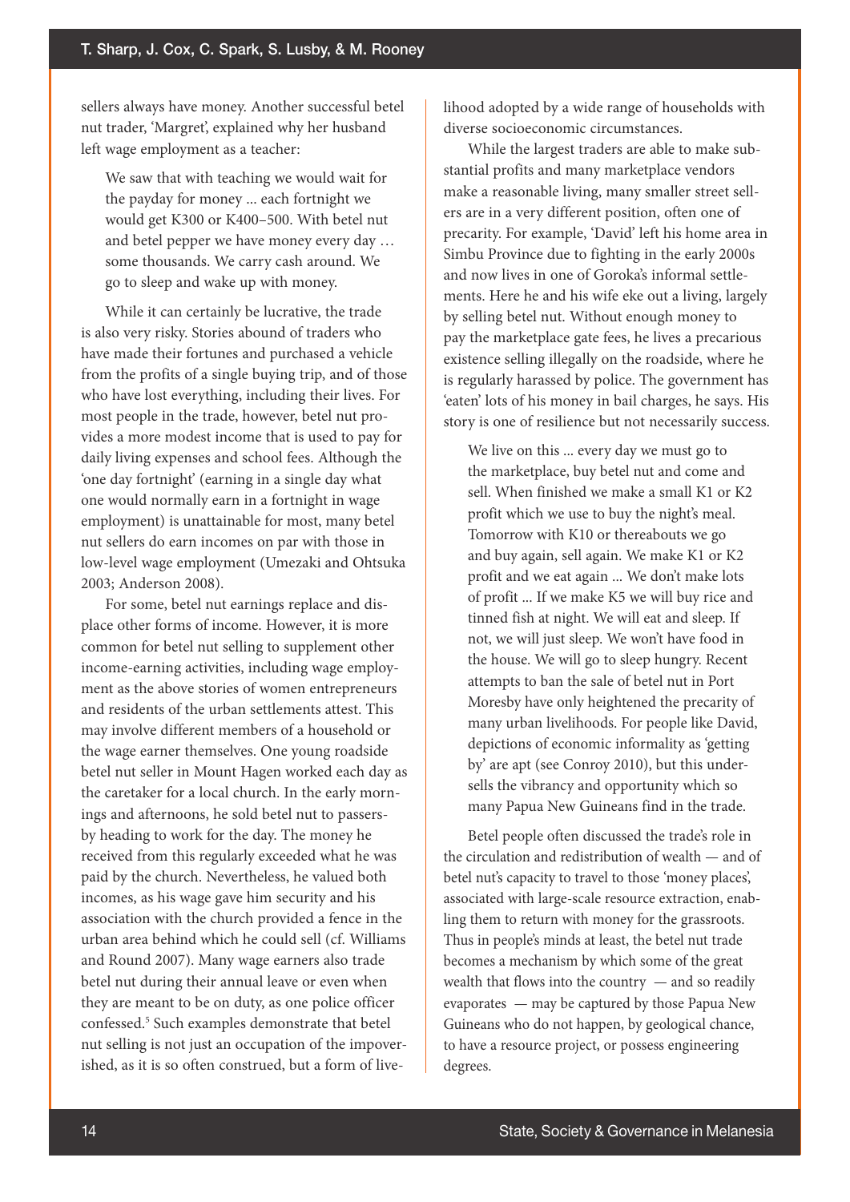sellers always have money. Another successful betel nut trader, 'Margret', explained why her husband left wage employment as a teacher:

> We saw that with teaching we would wait for the payday for money ... each fortnight we would get K300 or K400–500. With betel nut and betel pepper we have money every day … some thousands. We carry cash around. We go to sleep and wake up with money.

While it can certainly be lucrative, the trade is also very risky. Stories abound of traders who have made their fortunes and purchased a vehicle from the profits of a single buying trip, and of those who have lost everything, including their lives. For most people in the trade, however, betel nut provides a more modest income that is used to pay for daily living expenses and school fees. Although the 'one day fortnight' (earning in a single day what one would normally earn in a fortnight in wage employment) is unattainable for most, many betel nut sellers do earn incomes on par with those in low-level wage employment (Umezaki and Ohtsuka 2003; Anderson 2008).

For some, betel nut earnings replace and displace other forms of income. However, it is more common for betel nut selling to supplement other income-earning activities, including wage employment as the above stories of women entrepreneurs and residents of the urban settlements attest. This may involve different members of a household or the wage earner themselves. One young roadside betel nut seller in Mount Hagen worked each day as the caretaker for a local church. In the early mornings and afternoons, he sold betel nut to passers-by heading to work for the day. The money he received from this regularly exceeded what he was paid by the church. Nevertheless, he valued both incomes, as his wage gave him security and his association with the church provided a fence in the urban area behind which he could sell (cf. Williams and Round 2007). Many wage earners also trade betel nut during their annual leave or even when they are meant to be on duty, as one police officer confessed.[5] Such examples demonstrate that betel nut selling is not just an occupation of the impoverished, as it is so often construed, but a form of livelihood adopted by a wide range of households with diverse socioeconomic circumstances.

While the largest traders are able to make substantial profits and many marketplace vendors make a reasonable living, many smaller street sellers are in a very different position, often one of precarity. For example, 'David' left his home area in Simbu Province due to fighting in the early 2000s and now lives in one of Goroka's informal settlements. Here he and his wife eke out a living, largely by selling betel nut. Without enough money to pay the marketplace gate fees, he lives a precarious existence selling illegally on the roadside, where he is regularly harassed by police. The government has 'eaten' lots of his money in bail charges, he says. His story is one of resilience but not necessarily success.

> We live on this ... every day we must go to the marketplace, buy betel nut and come and sell. When finished we make a small K1 or K2 profit which we use to buy the night's meal. Tomorrow with K10 or thereabouts we go and buy again, sell again. We make K1 or K2 profit and we eat again ... We don't make lots of profit ... If we make K5 we will buy rice and tinned fish at night. We will eat and sleep. If not, we will just sleep. We won't have food in the house. We will go to sleep hungry. Recent attempts to ban the sale of betel nut in Port Moresby have only heightened the precarity of many urban livelihoods. For people like David, depictions of economic informality as 'getting by' are apt (see Conroy 2010), but this undersells the vibrancy and opportunity which so many Papua New Guineans find in the trade.

Betel people often discussed the trade's role in the circulation and redistribution of wealth — and of betel nut's capacity to travel to those 'money places', associated with large-scale resource extraction, enabling them to return with money for the grassroots. Thus in people's minds at least, the betel nut trade becomes a mechanism by which some of the great wealth that flows into the country — and so readily evaporates — may be captured by those Papua New Guineans who do not happen, by geological chance, to have a resource project, or possess engineering degrees.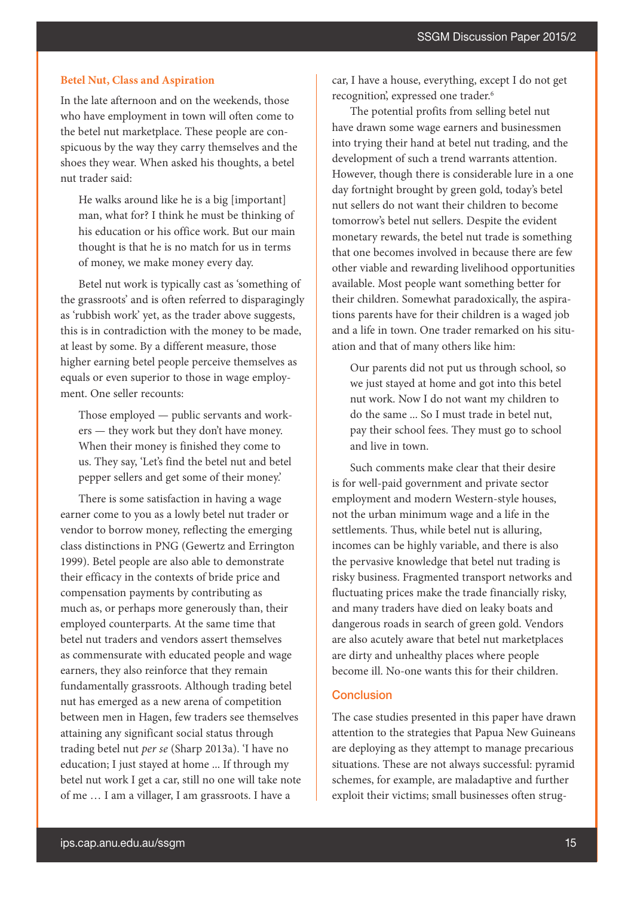### Betel Nut, Class and Aspiration

In the late afternoon and on the weekends, those who have employment in town will often come to the betel nut marketplace. These people are conspicuous by the way they carry themselves and the shoes they wear. When asked his thoughts, a betel nut trader said:

> He walks around like he is a big [important] man, what for? I think he must be thinking of his education or his office work. But our main thought is that he is no match for us in terms of money, we make money every day.

Betel nut work is typically cast as 'something of the grassroots' and is often referred to disparagingly as 'rubbish work' yet, as the trader above suggests, this is in contradiction with the money to be made, at least by some. By a different measure, those higher earning betel people perceive themselves as equals or even superior to those in wage employment. One seller recounts:

> Those employed — public servants and workers — they work but they don't have money. When their money is finished they come to us. They say, 'Let's find the betel nut and betel pepper sellers and get some of their money.'

There is some satisfaction in having a wage earner come to you as a lowly betel nut trader or vendor to borrow money, reflecting the emerging class distinctions in PNG (Gewertz and Errington 1999). Betel people are also able to demonstrate their efficacy in the contexts of bride price and compensation payments by contributing as much as, or perhaps more generously than, their employed counterparts. At the same time that betel nut traders and vendors assert themselves as commensurate with educated people and wage earners, they also reinforce that they remain fundamentally grassroots. Although trading betel nut has emerged as a new arena of competition between men in Hagen, few traders see themselves attaining any significant social status through trading betel nut *per se* (Sharp 2013a). 'I have no education; I just stayed at home ... If through my betel nut work I get a car, still no one will take note of me … I am a villager, I am grassroots. I have a car, I have a house, everything, except I do not get recognition', expressed one trader.[6]

The potential profits from selling betel nut have drawn some wage earners and businessmen into trying their hand at betel nut trading, and the development of such a trend warrants attention. However, though there is considerable lure in a one day fortnight brought by green gold, today's betel nut sellers do not want their children to become tomorrow's betel nut sellers. Despite the evident monetary rewards, the betel nut trade is something that one becomes involved in because there are few other viable and rewarding livelihood opportunities available. Most people want something better for their children. Somewhat paradoxically, the aspirations parents have for their children is a waged job and a life in town. One trader remarked on his situation and that of many others like him:

> Our parents did not put us through school, so we just stayed at home and got into this betel nut work. Now I do not want my children to do the same ... So I must trade in betel nut, pay their school fees. They must go to school and live in town.

Such comments make clear that their desire is for well-paid government and private sector employment and modern Western-style houses, not the urban minimum wage and a life in the settlements. Thus, while betel nut is alluring, incomes can be highly variable, and there is also the pervasive knowledge that betel nut trading is risky business. Fragmented transport networks and fluctuating prices make the trade financially risky, and many traders have died on leaky boats and dangerous roads in search of green gold. Vendors are also acutely aware that betel nut marketplaces are dirty and unhealthy places where people become ill. No-one wants this for their children.

## Conclusion

The case studies presented in this paper have drawn attention to the strategies that Papua New Guineans are deploying as they attempt to manage precarious situations. These are not always successful: pyramid schemes, for example, are maladaptive and further exploit their victims; small businesses often strug-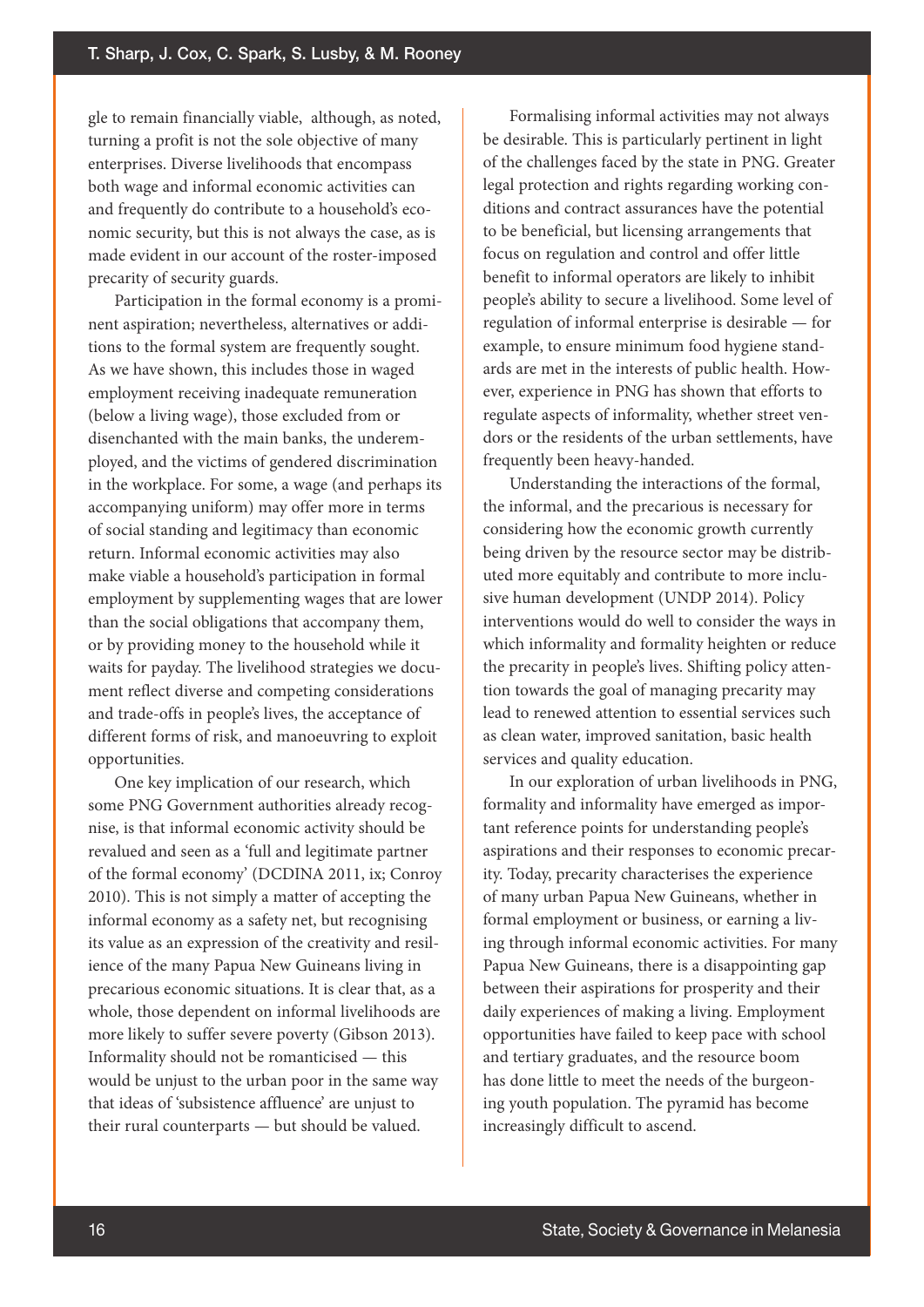gle to remain financially viable, although, as noted, turning a profit is not the sole objective of many enterprises. Diverse livelihoods that encompass both wage and informal economic activities can and frequently do contribute to a household's economic security, but this is not always the case, as is made evident in our account of the roster-imposed precarity of security guards.

Participation in the formal economy is a prominent aspiration; nevertheless, alternatives or additions to the formal system are frequently sought. As we have shown, this includes those in waged employment receiving inadequate remuneration (below a living wage), those excluded from or disenchanted with the main banks, the underemployed, and the victims of gendered discrimination in the workplace. For some, a wage (and perhaps its accompanying uniform) may offer more in terms of social standing and legitimacy than economic return. Informal economic activities may also make viable a household's participation in formal employment by supplementing wages that are lower than the social obligations that accompany them, or by providing money to the household while it waits for payday. The livelihood strategies we document reflect diverse and competing considerations and trade-offs in people's lives, the acceptance of different forms of risk, and manoeuvring to exploit opportunities.

One key implication of our research, which some PNG Government authorities already recognise, is that informal economic activity should be revalued and seen as a 'full and legitimate partner of the formal economy' (DCDINA 2011, ix; Conroy 2010). This is not simply a matter of accepting the informal economy as a safety net, but recognising its value as an expression of the creativity and resilience of the many Papua New Guineans living in precarious economic situations. It is clear that, as a whole, those dependent on informal livelihoods are more likely to suffer severe poverty (Gibson 2013). Informality should not be romanticised — this would be unjust to the urban poor in the same way that ideas of 'subsistence affluence' are unjust to their rural counterparts — but should be valued.

Formalising informal activities may not always be desirable. This is particularly pertinent in light of the challenges faced by the state in PNG. Greater legal protection and rights regarding working conditions and contract assurances have the potential to be beneficial, but licensing arrangements that focus on regulation and control and offer little benefit to informal operators are likely to inhibit people's ability to secure a livelihood. Some level of regulation of informal enterprise is desirable — for example, to ensure minimum food hygiene standards are met in the interests of public health. However, experience in PNG has shown that efforts to regulate aspects of informality, whether street vendors or the residents of the urban settlements, have frequently been heavy-handed.

Understanding the interactions of the formal, the informal, and the precarious is necessary for considering how the economic growth currently being driven by the resource sector may be distributed more equitably and contribute to more inclusive human development (UNDP 2014). Policy interventions would do well to consider the ways in which informality and formality heighten or reduce the precarity in people's lives. Shifting policy attention towards the goal of managing precarity may lead to renewed attention to essential services such as clean water, improved sanitation, basic health services and quality education.

In our exploration of urban livelihoods in PNG, formality and informality have emerged as important reference points for understanding people's aspirations and their responses to economic precarity. Today, precarity characterises the experience of many urban Papua New Guineans, whether in formal employment or business, or earning a living through informal economic activities. For many Papua New Guineans, there is a disappointing gap between their aspirations for prosperity and their daily experiences of making a living. Employment opportunities have failed to keep pace with school and tertiary graduates, and the resource boom has done little to meet the needs of the burgeoning youth population. The pyramid has become increasingly difficult to ascend.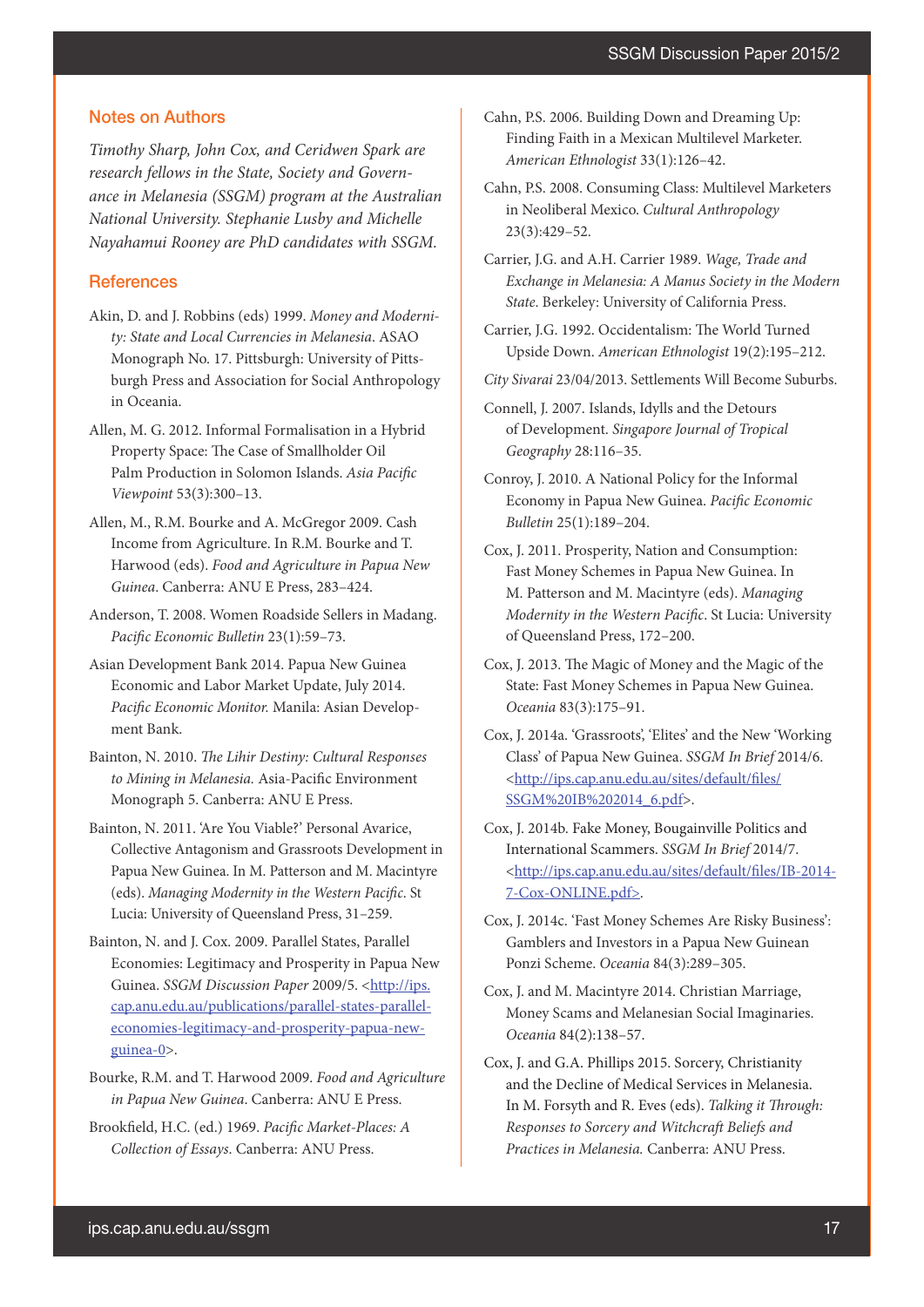## Notes on Authors

*Timothy Sharp, John Cox, and Ceridwen Spark are research fellows in the State, Society and Governance in Melanesia (SSGM) program at the Australian National University. Stephanie Lusby and Michelle Nayahamui Rooney are PhD candidates with SSGM.*

## References

Akin, D. and J. Robbins (eds) 1999. *Money and Modernity: State and Local Currencies in Melanesia*. ASAO Monograph No. 17. Pittsburgh: University of Pittsburgh Press and Association for Social Anthropology in Oceania.

Allen, M. G. 2012. Informal Formalisation in a Hybrid Property Space: The Case of Smallholder Oil Palm Production in Solomon Islands. *Asia Pacific Viewpoint* 53(3):300–13.

Allen, M., R.M. Bourke and A. McGregor 2009. Cash Income from Agriculture. In R.M. Bourke and T. Harwood (eds). *Food and Agriculture in Papua New Guinea*. Canberra: ANU E Press, 283–424.

Anderson, T. 2008. Women Roadside Sellers in Madang. *Pacific Economic Bulletin* 23(1):59–73.

Asian Development Bank 2014. Papua New Guinea Economic and Labor Market Update, July 2014. *Pacific Economic Monitor.* Manila: Asian Development Bank.

Bainton, N. 2010. *The Lihir Destiny: Cultural Responses to Mining in Melanesia.* Asia-Pacific Environment Monograph 5. Canberra: ANU E Press.

Bainton, N. 2011. 'Are You Viable?' Personal Avarice, Collective Antagonism and Grassroots Development in Papua New Guinea. In M. Patterson and M. Macintyre (eds). *Managing Modernity in the Western Pacific*. St Lucia: University of Queensland Press, 31–259.

Bainton, N. and J. Cox. 2009. Parallel States, Parallel Economies: Legitimacy and Prosperity in Papua New Guinea. *SSGM Discussion Paper* 2009/5. <http://ips.cap.anu.edu.au/publications/parallel-states-parallel-economies-legitimacy-and-prosperity-papua-new-guinea-0>.

Bourke, R.M. and T. Harwood 2009. *Food and Agriculture in Papua New Guinea*. Canberra: ANU E Press.

Brookfield, H.C. (ed.) 1969. *Pacific Market-Places: A Collection of Essays*. Canberra: ANU Press.

Cahn, P.S. 2006. Building Down and Dreaming Up: Finding Faith in a Mexican Multilevel Marketer. *American Ethnologist* 33(1):126–42.

Cahn, P.S. 2008. Consuming Class: Multilevel Marketers in Neoliberal Mexico. *Cultural Anthropology* 23(3):429–52.

Carrier, J.G. and A.H. Carrier 1989. *Wage, Trade and Exchange in Melanesia: A Manus Society in the Modern State*. Berkeley: University of California Press.

Carrier, J.G. 1992. Occidentalism: The World Turned Upside Down. *American Ethnologist* 19(2):195–212.

*City Sivarai* 23/04/2013. Settlements Will Become Suburbs.

Connell, J. 2007. Islands, Idylls and the Detours of Development. *Singapore Journal of Tropical Geography* 28:116–35.

Conroy, J. 2010. A National Policy for the Informal Economy in Papua New Guinea. *Pacific Economic Bulletin* 25(1):189–204.

Cox, J. 2011. Prosperity, Nation and Consumption: Fast Money Schemes in Papua New Guinea. In M. Patterson and M. Macintyre (eds). *Managing Modernity in the Western Pacific*. St Lucia: University of Queensland Press, 172–200.

Cox, J. 2013. The Magic of Money and the Magic of the State: Fast Money Schemes in Papua New Guinea. *Oceania* 83(3):175–91.

Cox, J. 2014a. 'Grassroots', 'Elites' and the New 'Working Class' of Papua New Guinea. *SSGM In Brief* 2014/6. <http://ips.cap.anu.edu.au/sites/default/files/SSGM%20IB%202014_6.pdf>.

Cox, J. 2014b. Fake Money, Bougainville Politics and International Scammers. *SSGM In Brief* 2014/7. <http://ips.cap.anu.edu.au/sites/default/files/IB-2014-7-Cox-ONLINE.pdf>.

Cox, J. 2014c. 'Fast Money Schemes Are Risky Business': Gamblers and Investors in a Papua New Guinean Ponzi Scheme. *Oceania* 84(3):289–305.

Cox, J. and M. Macintyre 2014. Christian Marriage, Money Scams and Melanesian Social Imaginaries. *Oceania* 84(2):138–57.

Cox, J. and G.A. Phillips 2015. Sorcery, Christianity and the Decline of Medical Services in Melanesia. In M. Forsyth and R. Eves (eds). *Talking it Through: Responses to Sorcery and Witchcraft Beliefs and Practices in Melanesia.* Canberra: ANU Press.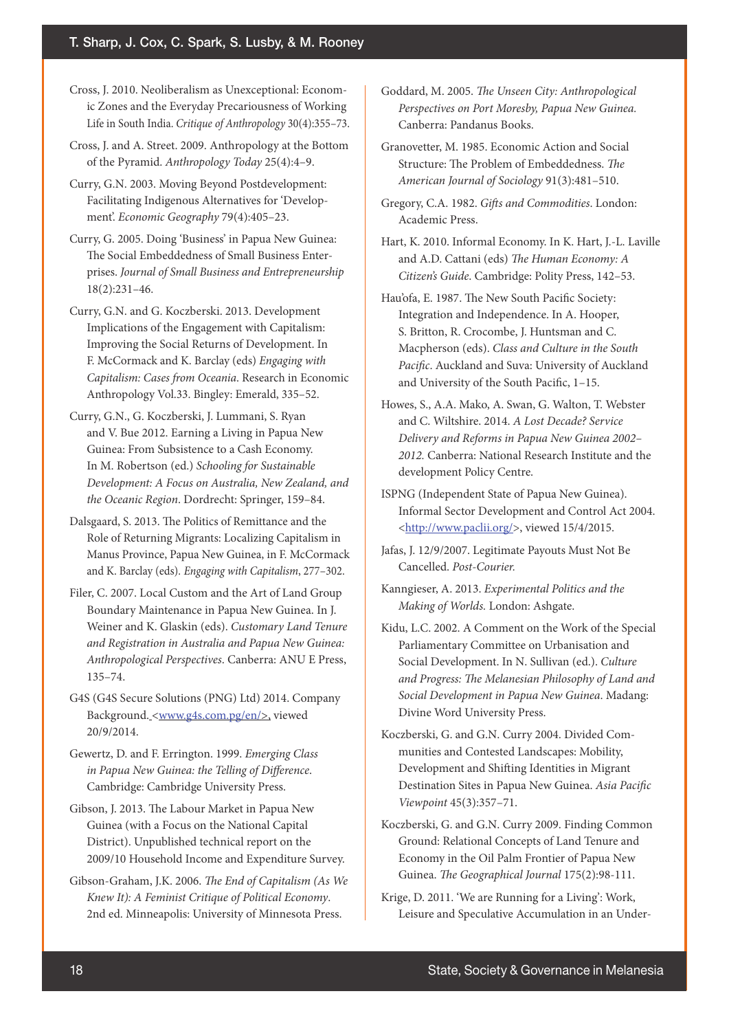Cross, J. 2010. Neoliberalism as Unexceptional: Economic Zones and the Everyday Precariousness of Working Life in South India. *Critique of Anthropology* 30(4):355–73.

Cross, J. and A. Street. 2009. Anthropology at the Bottom of the Pyramid. *Anthropology Today* 25(4):4–9.

Curry, G.N. 2003. Moving Beyond Postdevelopment: Facilitating Indigenous Alternatives for 'Development'. *Economic Geography* 79(4):405–23.

Curry, G. 2005. Doing 'Business' in Papua New Guinea: The Social Embeddedness of Small Business Enterprises. *Journal of Small Business and Entrepreneurship* 18(2):231–46.

Curry, G.N. and G. Koczberski. 2013. Development Implications of the Engagement with Capitalism: Improving the Social Returns of Development. In F. McCormack and K. Barclay (eds) *Engaging with Capitalism: Cases from Oceania*. Research in Economic Anthropology Vol.33. Bingley: Emerald, 335–52.

Curry, G.N., G. Koczberski, J. Lummani, S. Ryan and V. Bue 2012. Earning a Living in Papua New Guinea: From Subsistence to a Cash Economy. In M. Robertson (ed.) *Schooling for Sustainable Development: A Focus on Australia, New Zealand, and the Oceanic Region*. Dordrecht: Springer, 159–84.

Dalsgaard, S. 2013. The Politics of Remittance and the Role of Returning Migrants: Localizing Capitalism in Manus Province, Papua New Guinea, in F. McCormack and K. Barclay (eds). *Engaging with Capitalism*, 277–302.

Filer, C. 2007. Local Custom and the Art of Land Group Boundary Maintenance in Papua New Guinea. In J. Weiner and K. Glaskin (eds). *Customary Land Tenure and Registration in Australia and Papua New Guinea: Anthropological Perspectives*. Canberra: ANU E Press, 135–74.

G4S (G4S Secure Solutions (PNG) Ltd) 2014. Company Background. <www.g4s.com.pg/en/>, viewed 20/9/2014.

Gewertz, D. and F. Errington. 1999. *Emerging Class in Papua New Guinea: the Telling of Difference*. Cambridge: Cambridge University Press.

Gibson, J. 2013. The Labour Market in Papua New Guinea (with a Focus on the National Capital District). Unpublished technical report on the 2009/10 Household Income and Expenditure Survey.

Gibson-Graham, J.K. 2006. *The End of Capitalism (As We Knew It): A Feminist Critique of Political Economy*. 2nd ed. Minneapolis: University of Minnesota Press.

Goddard, M. 2005. *The Unseen City: Anthropological Perspectives on Port Moresby, Papua New Guinea*. Canberra: Pandanus Books.

Granovetter, M. 1985. Economic Action and Social Structure: The Problem of Embeddedness. *The American Journal of Sociology* 91(3):481–510.

Gregory, C.A. 1982. *Gifts and Commodities*. London: Academic Press.

Hart, K. 2010. Informal Economy. In K. Hart, J.-L. Laville and A.D. Cattani (eds) *The Human Economy: A Citizen's Guide*. Cambridge: Polity Press, 142–53.

Hau'ofa, E. 1987. The New South Pacific Society: Integration and Independence. In A. Hooper, S. Britton, R. Crocombe, J. Huntsman and C. Macpherson (eds). *Class and Culture in the South Pacific*. Auckland and Suva: University of Auckland and University of the South Pacific, 1–15.

Howes, S., A.A. Mako, A. Swan, G. Walton, T. Webster and C. Wiltshire. 2014. *A Lost Decade? Service Delivery and Reforms in Papua New Guinea 2002–2012.* Canberra: National Research Institute and the development Policy Centre.

ISPNG (Independent State of Papua New Guinea). Informal Sector Development and Control Act 2004. <http://www.paclii.org/>, viewed 15/4/2015.

Jafas, J. 12/9/2007. Legitimate Payouts Must Not Be Cancelled. *Post-Courier.*

Kanngieser, A. 2013. *Experimental Politics and the Making of Worlds.* London: Ashgate.

Kidu, L.C. 2002. A Comment on the Work of the Special Parliamentary Committee on Urbanisation and Social Development. In N. Sullivan (ed.) *Culture and Progress: The Melanesian Philosophy of Land and Social Development in Papua New Guinea*. Madang: Divine Word University Press.

Koczberski, G. and G.N. Curry 2004. Divided Communities and Contested Landscapes: Mobility, Development and Shifting Identities in Migrant Destination Sites in Papua New Guinea. *Asia Pacific Viewpoint* 45(3):357–71.

Koczberski, G. and G.N. Curry 2009. Finding Common Ground: Relational Concepts of Land Tenure and Economy in the Oil Palm Frontier of Papua New Guinea. *The Geographical Journal* 175(2):98-111.

Krige, D. 2011. 'We are Running for a Living': Work, Leisure and Speculative Accumulation in an Under-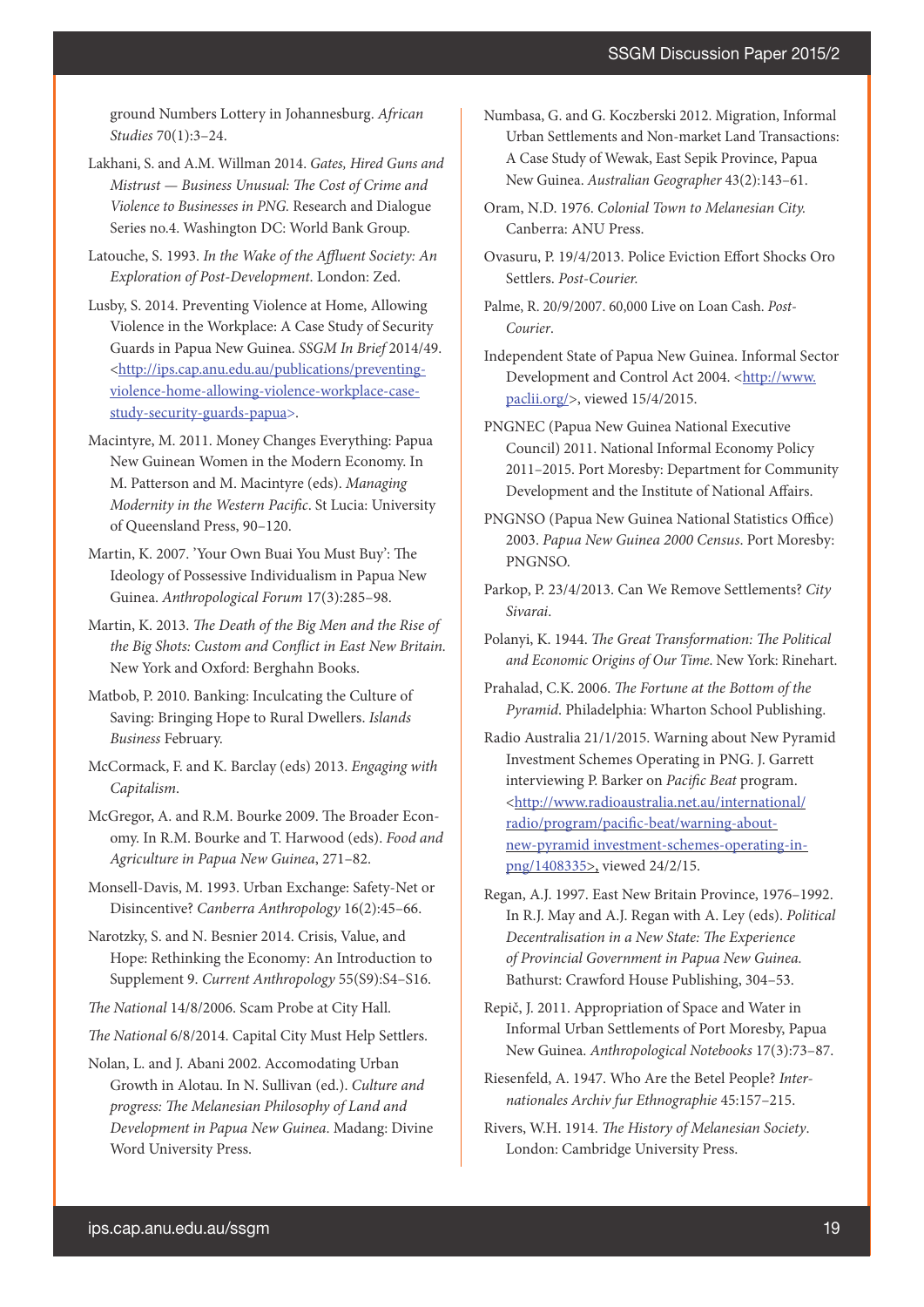ground Numbers Lottery in Johannesburg. *African Studies* 70(1):3–24.

Lakhani, S. and A.M. Willman 2014. *Gates, Hired Guns and Mistrust — Business Unusual: The Cost of Crime and Violence to Businesses in PNG.* Research and Dialogue Series no.4. Washington DC: World Bank Group.

Latouche, S. 1993. *In the Wake of the Affluent Society: An Exploration of Post-Development*. London: Zed.

Lusby, S. 2014. Preventing Violence at Home, Allowing Violence in the Workplace: A Case Study of Security Guards in Papua New Guinea. *SSGM In Brief* 2014/49. <http://ips.cap.anu.edu.au/publications/preventing-violence-home-allowing-violence-workplace-case-study-security-guards-papua>.

Macintyre, M. 2011. Money Changes Everything: Papua New Guinean Women in the Modern Economy. In M. Patterson and M. Macintyre (eds). *Managing Modernity in the Western Pacific*. St Lucia: University of Queensland Press, 90–120.

Martin, K. 2007. 'Your Own Buai You Must Buy': The Ideology of Possessive Individualism in Papua New Guinea. *Anthropological Forum* 17(3):285–98.

Martin, K. 2013. *The Death of the Big Men and the Rise of the Big Shots: Custom and Conflict in East New Britain.* New York and Oxford: Berghahn Books.

Matbob, P. 2010. Banking: Inculcating the Culture of Saving: Bringing Hope to Rural Dwellers. *Islands Business* February.

McCormack, F. and K. Barclay (eds) 2013. *Engaging with Capitalism*.

McGregor, A. and R.M. Bourke 2009. The Broader Economy. In R.M. Bourke and T. Harwood (eds). *Food and Agriculture in Papua New Guinea*, 271–82.

Monsell-Davis, M. 1993. Urban Exchange: Safety-Net or Disincentive? *Canberra Anthropology* 16(2):45–66.

Narotzky, S. and N. Besnier 2014. Crisis, Value, and Hope: Rethinking the Economy: An Introduction to Supplement 9. *Current Anthropology* 55(S9):S4–S16.

*The National* 14/8/2006. Scam Probe at City Hall.

*The National* 6/8/2014. Capital City Must Help Settlers.

Nolan, L. and J. Abani 2002. Accomodating Urban Growth in Alotau. In N. Sullivan (ed.). *Culture and progress: The Melanesian Philosophy of Land and Development in Papua New Guinea*. Madang: Divine Word University Press.

Numbasa, G. and G. Koczberski 2012. Migration, Informal Urban Settlements and Non-market Land Transactions: A Case Study of Wewak, East Sepik Province, Papua New Guinea. *Australian Geographer* 43(2):143–61.

Oram, N.D. 1976. *Colonial Town to Melanesian City.* Canberra: ANU Press.

Ovasuru, P. 19/4/2013. Police Eviction Effort Shocks Oro Settlers. *Post-Courier.*

Palme, R. 20/9/2007. 60,000 Live on Loan Cash. *Post-Courier*.

Independent State of Papua New Guinea. Informal Sector Development and Control Act 2004. <http://www.paclii.org/>, viewed 15/4/2015.

PNGNEC (Papua New Guinea National Executive Council) 2011. National Informal Economy Policy 2011–2015. Port Moresby: Department for Community Development and the Institute of National Affairs.

PNGNSO (Papua New Guinea National Statistics Office) 2003. *Papua New Guinea 2000 Census*. Port Moresby: PNGNSO.

Parkop, P. 23/4/2013. Can We Remove Settlements? *City Sivarai*.

Polanyi, K. 1944. *The Great Transformation: The Political and Economic Origins of Our Time*. New York: Rinehart.

Prahalad, C.K. 2006. *The Fortune at the Bottom of the Pyramid*. Philadelphia: Wharton School Publishing.

Radio Australia 21/1/2015. Warning about New Pyramid Investment Schemes Operating in PNG. J. Garrett interviewing P. Barker on *Pacific Beat* program. <http://www.radioaustralia.net.au/international/radio/program/pacific-beat/warning-about-new-pyramid investment-schemes-operating-in-png/1408335>, viewed 24/2/15.

Regan, A.J. 1997. East New Britain Province, 1976–1992. In R.J. May and A.J. Regan with A. Ley (eds). *Political Decentralisation in a New State: The Experience of Provincial Government in Papua New Guinea.* Bathurst: Crawford House Publishing, 304–53.

Repič, J. 2011. Appropriation of Space and Water in Informal Urban Settlements of Port Moresby, Papua New Guinea. *Anthropological Notebooks* 17(3):73–87.

Riesenfeld, A. 1947. Who Are the Betel People? *Internationales Archiv fur Ethnographie* 45:157–215.

Rivers, W.H. 1914. *The History of Melanesian Society*. London: Cambridge University Press.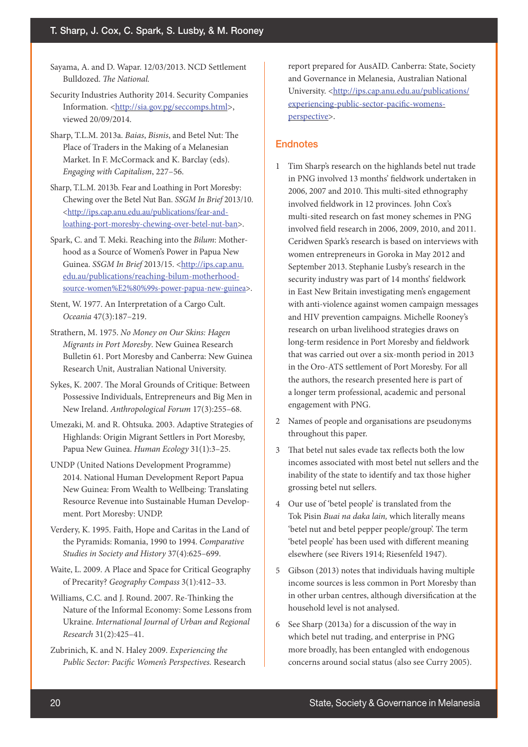Sayama, A. and D. Wapar. 12/03/2013. NCD Settlement Bulldozed. *The National.*

Security Industries Authority 2014. Security Companies Information. <http://sia.gov.pg/seccomps.html>, viewed 20/09/2014.

Sharp, T.L.M. 2013a. *Baias*, *Bisnis*, and Betel Nut: The Place of Traders in the Making of a Melanesian Market. In F. McCormack and K. Barclay (eds). *Engaging with Capitalism*, 227–56.

Sharp, T.L.M. 2013b. Fear and Loathing in Port Moresby: Chewing over the Betel Nut Ban. *SSGM In Brief* 2013/10. <http://ips.cap.anu.edu.au/publications/fear-and-loathing-port-moresby-chewing-over-betel-nut-ban>.

Spark, C. and T. Meki. Reaching into the *Bilum*: Motherhood as a Source of Women's Power in Papua New Guinea. *SSGM In Brief* 2013/15. <http://ips.cap.anu.edu.au/publications/reaching-bilum-motherhood-source-women%E2%80%99s-power-papua-new-guinea>.

Stent, W. 1977. An Interpretation of a Cargo Cult. *Oceania* 47(3):187–219.

Strathern, M. 1975. *No Money on Our Skins: Hagen Migrants in Port Moresby*. New Guinea Research Bulletin 61. Port Moresby and Canberra: New Guinea Research Unit, Australian National University.

Sykes, K. 2007. The Moral Grounds of Critique: Between Possessive Individuals, Entrepreneurs and Big Men in New Ireland. *Anthropological Forum* 17(3):255–68.

Umezaki, M. and R. Ohtsuka. 2003. Adaptive Strategies of Highlands: Origin Migrant Settlers in Port Moresby, Papua New Guinea. *Human Ecology* 31(1):3–25.

UNDP (United Nations Development Programme) 2014. National Human Development Report Papua New Guinea: From Wealth to Wellbeing: Translating Resource Revenue into Sustainable Human Development. Port Moresby: UNDP.

Verdery, K. 1995. Faith, Hope and Caritas in the Land of the Pyramids: Romania, 1990 to 1994. *Comparative Studies in Society and History* 37(4):625–699.

Waite, L. 2009. A Place and Space for Critical Geography of Precarity? *Geography Compass* 3(1):412–33.

Williams, C.C. and J. Round. 2007. Re-Thinking the Nature of the Informal Economy: Some Lessons from Ukraine. *International Journal of Urban and Regional Research* 31(2):425–41.

Zubrinich, K. and N. Haley 2009. *Experiencing the Public Sector: Pacific Women's Perspectives.* Research report prepared for AusAID. Canberra: State, Society and Governance in Melanesia, Australian National University. <http://ips.cap.anu.edu.au/publications/experiencing-public-sector-pacific-womens-perspective>.

## Endnotes

1. Tim Sharp's research on the highlands betel nut trade in PNG involved 13 months' fieldwork undertaken in 2006, 2007 and 2010. This multi-sited ethnography involved fieldwork in 12 provinces. John Cox's multi-sited research on fast money schemes in PNG involved field research in 2006, 2009, 2010, and 2011. Ceridwen Spark's research is based on interviews with women entrepreneurs in Goroka in May 2012 and September 2013. Stephanie Lusby's research in the security industry was part of 14 months' fieldwork in East New Britain investigating men's engagement with anti-violence against women campaign messages and HIV prevention campaigns. Michelle Rooney's research on urban livelihood strategies draws on long-term residence in Port Moresby and fieldwork that was carried out over a six-month period in 2013 in the Oro-ATS settlement of Port Moresby. For all the authors, the research presented here is part of a longer term professional, academic and personal engagement with PNG.
2. Names of people and organisations are pseudonyms throughout this paper.
3. That betel nut sales evade tax reflects both the low incomes associated with most betel nut sellers and the inability of the state to identify and tax those higher grossing betel nut sellers.
4. Our use of 'betel people' is translated from the Tok Pisin *Buai na daka lain,* which literally means 'betel nut and betel pepper people/group'. The term 'betel people' has been used with different meaning elsewhere (see Rivers 1914; Riesenfeld 1947).
5. Gibson (2013) notes that individuals having multiple income sources is less common in Port Moresby than in other urban centres, although diversification at the household level is not analysed.
6. See Sharp (2013a) for a discussion of the way in which betel nut trading, and enterprise in PNG more broadly, has been entangled with endogenous concerns around social status (also see Curry 2005).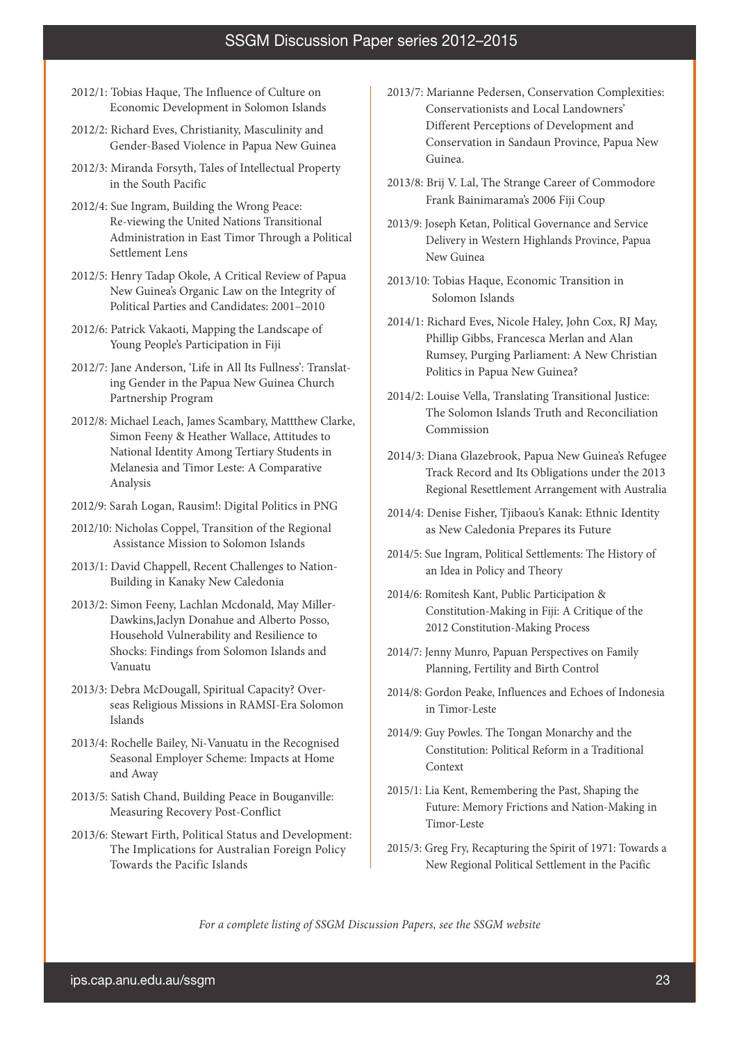# SSGM Discussion Paper series 2012–2015

2012/1: Tobias Haque, The Influence of Culture on Economic Development in Solomon Islands

2012/2: Richard Eves, Christianity, Masculinity and Gender-Based Violence in Papua New Guinea

2012/3: Miranda Forsyth, Tales of Intellectual Property in the South Pacific

2012/4: Sue Ingram, Building the Wrong Peace: Re-viewing the United Nations Transitional Administration in East Timor Through a Political Settlement Lens

2012/5: Henry Tadap Okole, A Critical Review of Papua New Guinea's Organic Law on the Integrity of Political Parties and Candidates: 2001–2010

2012/6: Patrick Vakaoti, Mapping the Landscape of Young People's Participation in Fiji

2012/7: Jane Anderson, 'Life in All Its Fullness': Translating Gender in the Papua New Guinea Church Partnership Program

2012/8: Michael Leach, James Scambary, Mattthew Clarke, Simon Feeny & Heather Wallace, Attitudes to National Identity Among Tertiary Students in Melanesia and Timor Leste: A Comparative Analysis

2012/9: Sarah Logan, Rausim!: Digital Politics in PNG

2012/10: Nicholas Coppel, Transition of the Regional Assistance Mission to Solomon Islands

2013/1: David Chappell, Recent Challenges to Nation-Building in Kanaky New Caledonia

2013/2: Simon Feeny, Lachlan Mcdonald, May Miller-Dawkins,Jaclyn Donahue and Alberto Posso, Household Vulnerability and Resilience to Shocks: Findings from Solomon Islands and Vanuatu

2013/3: Debra McDougall, Spiritual Capacity? Overseas Religious Missions in RAMSI-Era Solomon Islands

2013/4: Rochelle Bailey, Ni-Vanuatu in the Recognised Seasonal Employer Scheme: Impacts at Home and Away

2013/5: Satish Chand, Building Peace in Bouganville: Measuring Recovery Post-Conflict

2013/6: Stewart Firth, Political Status and Development: The Implications for Australian Foreign Policy Towards the Pacific Islands

2013/7: Marianne Pedersen, Conservation Complexities: Conservationists and Local Landowners' Different Perceptions of Development and Conservation in Sandaun Province, Papua New Guinea.

2013/8: Brij V. Lal, The Strange Career of Commodore Frank Bainimarama's 2006 Fiji Coup

2013/9: Joseph Ketan, Political Governance and Service Delivery in Western Highlands Province, Papua New Guinea

2013/10: Tobias Haque, Economic Transition in Solomon Islands

2014/1: Richard Eves, Nicole Haley, John Cox, RJ May, Phillip Gibbs, Francesca Merlan and Alan Rumsey, Purging Parliament: A New Christian Politics in Papua New Guinea?

2014/2: Louise Vella, Translating Transitional Justice: The Solomon Islands Truth and Reconciliation Commission

2014/3: Diana Glazebrook, Papua New Guinea's Refugee Track Record and Its Obligations under the 2013 Regional Resettlement Arrangement with Australia

2014/4: Denise Fisher, Tjibaou's Kanak: Ethnic Identity as New Caledonia Prepares its Future

2014/5: Sue Ingram, Political Settlements: The History of an Idea in Policy and Theory

2014/6: Romitesh Kant, Public Participation & Constitution-Making in Fiji: A Critique of the 2012 Constitution-Making Process

2014/7: Jenny Munro, Papuan Perspectives on Family Planning, Fertility and Birth Control

2014/8: Gordon Peake, Influences and Echoes of Indonesia in Timor-Leste

2014/9: Guy Powles. The Tongan Monarchy and the Constitution: Political Reform in a Traditional Context

2015/1: Lia Kent, Remembering the Past, Shaping the Future: Memory Frictions and Nation-Making in Timor-Leste

2015/3: Greg Fry, Recapturing the Spirit of 1971: Towards a New Regional Political Settlement in the Pacific

*For a complete listing of SSGM Discussion Papers, see the SSGM website*

ips.cap.anu.edu.au/ssgm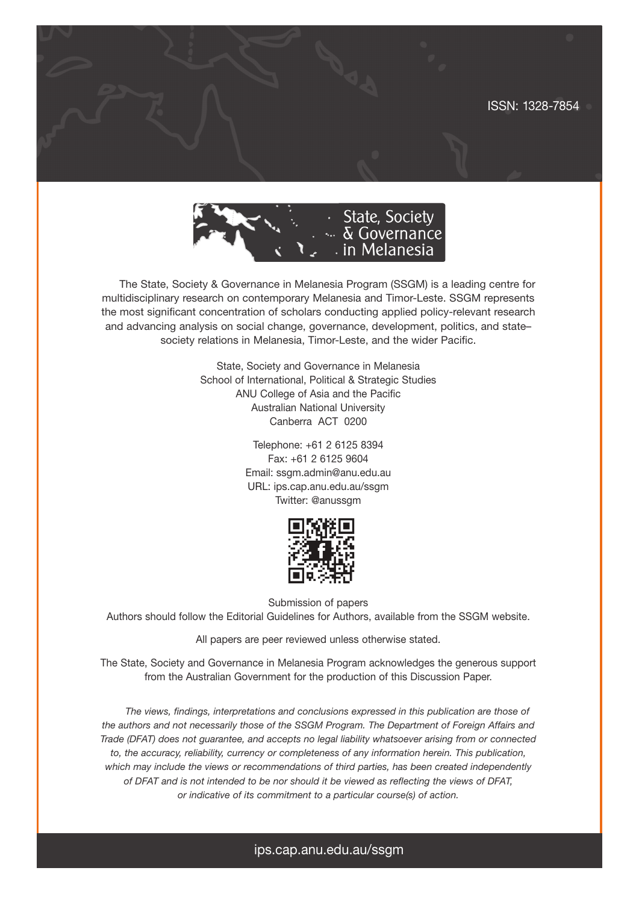ISSN: 1328-7854

State, Society & Governance in Melanesia

The State, Society & Governance in Melanesia Program (SSGM) is a leading centre for multidisciplinary research on contemporary Melanesia and Timor-Leste. SSGM represents the most significant concentration of scholars conducting applied policy-relevant research and advancing analysis on social change, governance, development, politics, and state–society relations in Melanesia, Timor-Leste, and the wider Pacific.

State, Society and Governance in Melanesia
School of International, Political & Strategic Studies
ANU College of Asia and the Pacific
Australian National University
Canberra ACT 0200

Telephone: +61 2 6125 8394
Fax: +61 2 6125 9604
Email: ssgm.admin@anu.edu.au
URL: ips.cap.anu.edu.au/ssgm
Twitter: @anussgm

Submission of papers
Authors should follow the Editorial Guidelines for Authors, available from the SSGM website.

All papers are peer reviewed unless otherwise stated.

The State, Society and Governance in Melanesia Program acknowledges the generous support from the Australian Government for the production of this Discussion Paper.

*The views, findings, interpretations and conclusions expressed in this publication are those of the authors and not necessarily those of the SSGM Program. The Department of Foreign Affairs and Trade (DFAT) does not guarantee, and accepts no legal liability whatsoever arising from or connected to, the accuracy, reliability, currency or completeness of any information herein. This publication, which may include the views or recommendations of third parties, has been created independently of DFAT and is not intended to be nor should it be viewed as reflecting the views of DFAT, or indicative of its commitment to a particular course(s) of action.*

ips.cap.anu.edu.au/ssgm